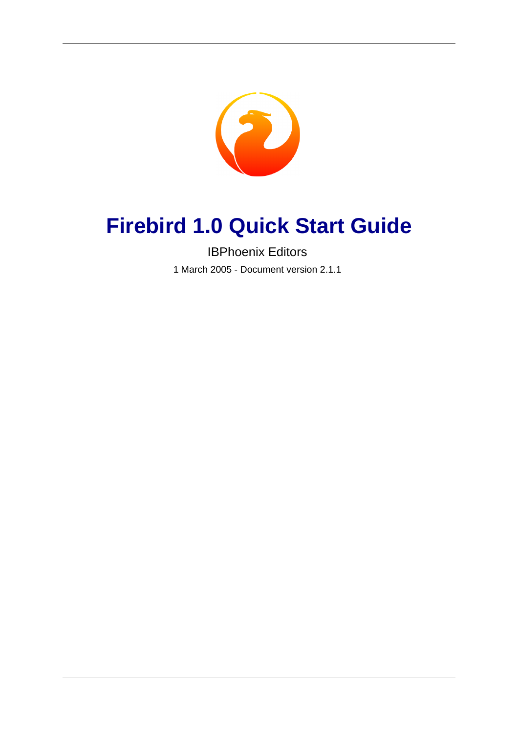# Firebird 1.0 Quick Start Guide

IBPhoenix Editors

1 March 2005 - Document version 2.1.1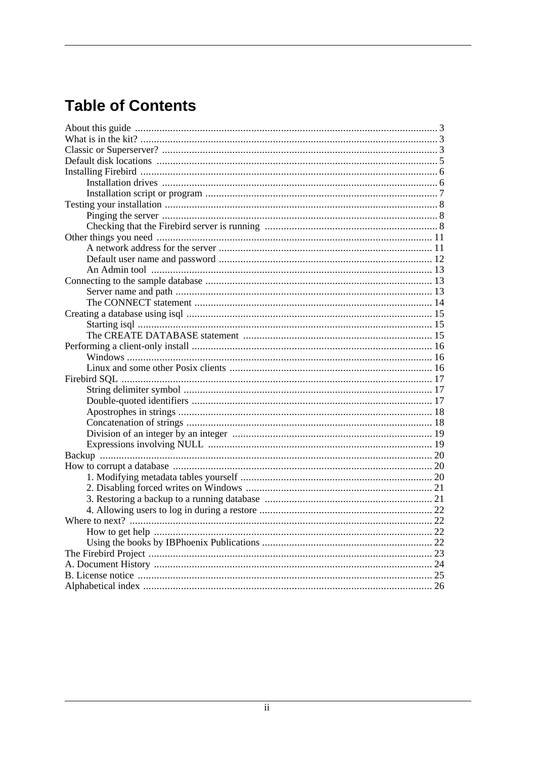# Table of Contents

- About this guide ... 3
- What is in the kit? ... 3
- Classic or Superserver? ... 3
- Default disk locations ... 5
- Installing Firebird ... 6
  - Installation drives ... 6
  - Installation script or program ... 7
- Testing your installation ... 8
  - Pinging the server ... 8
  - Checking that the Firebird server is running ... 8
- Other things you need ... 11
  - A network address for the server ... 11
  - Default user name and password ... 12
  - An Admin tool ... 13
- Connecting to the sample database ... 13
  - Server name and path ... 13
  - The CONNECT statement ... 14
- Creating a database using isql ... 15
  - Starting isql ... 15
  - The CREATE DATABASE statement ... 15
- Performing a client-only install ... 16
  - Windows ... 16
  - Linux and some other Posix clients ... 16
- Firebird SQL ... 17
  - String delimiter symbol ... 17
  - Double-quoted identifiers ... 17
  - Apostrophes in strings ... 18
  - Concatenation of strings ... 18
  - Division of an integer by an integer ... 19
  - Expressions involving NULL ... 19
- Backup ... 20
- How to corrupt a database ... 20
  - 1. Modifying metadata tables yourself ... 20
  - 2. Disabling forced writes on Windows ... 21
  - 3. Restoring a backup to a running database ... 21
  - 4. Allowing users to log in during a restore ... 22
- Where to next? ... 22
  - How to get help ... 22
  - Using the books by IBPhoenix Publications ... 22
- The Firebird Project ... 23
- A. Document History ... 24
- B. License notice ... 25
- Alphabetical index ... 26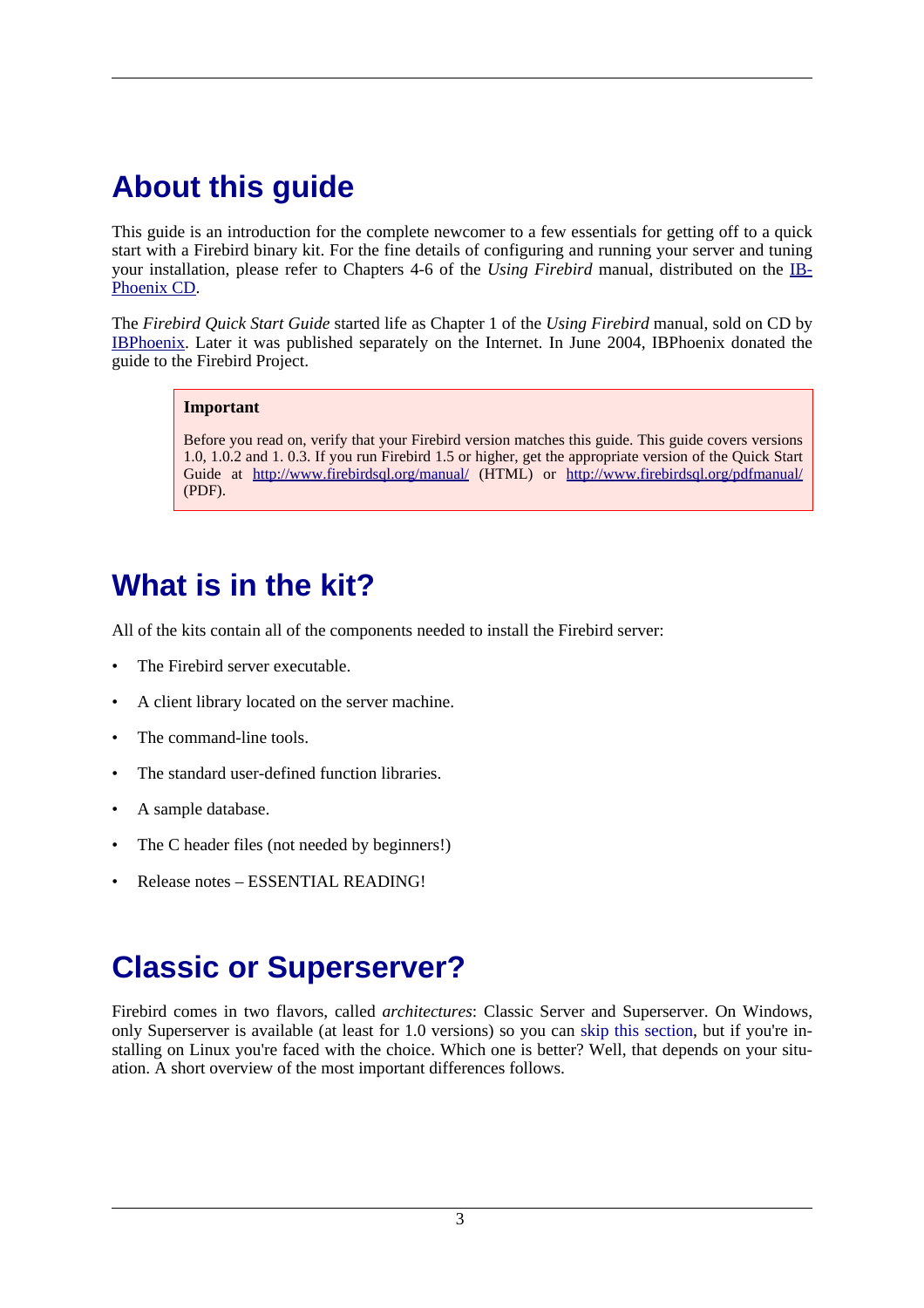## About this guide

This guide is an introduction for the complete newcomer to a few essentials for getting off to a quick start with a Firebird binary kit. For the fine details of configuring and running your server and tuning your installation, please refer to Chapters 4-6 of the *Using Firebird* manual, distributed on the IBPhoenix CD.

The *Firebird Quick Start Guide* started life as Chapter 1 of the *Using Firebird* manual, sold on CD by IBPhoenix. Later it was published separately on the Internet. In June 2004, IBPhoenix donated the guide to the Firebird Project.

> **Important**
>
> Before you read on, verify that your Firebird version matches this guide. This guide covers versions 1.0, 1.0.2 and 1. 0.3. If you run Firebird 1.5 or higher, get the appropriate version of the Quick Start Guide at http://www.firebirdsql.org/manual/ (HTML) or http://www.firebirdsql.org/pdfmanual/ (PDF).

## What is in the kit?

All of the kits contain all of the components needed to install the Firebird server:

- The Firebird server executable.
- A client library located on the server machine.
- The command-line tools.
- The standard user-defined function libraries.
- A sample database.
- The C header files (not needed by beginners!)
- Release notes – ESSENTIAL READING!

## Classic or Superserver?

Firebird comes in two flavors, called *architectures*: Classic Server and Superserver. On Windows, only Superserver is available (at least for 1.0 versions) so you can skip this section, but if you're installing on Linux you're faced with the choice. Which one is better? Well, that depends on your situation. A short overview of the most important differences follows.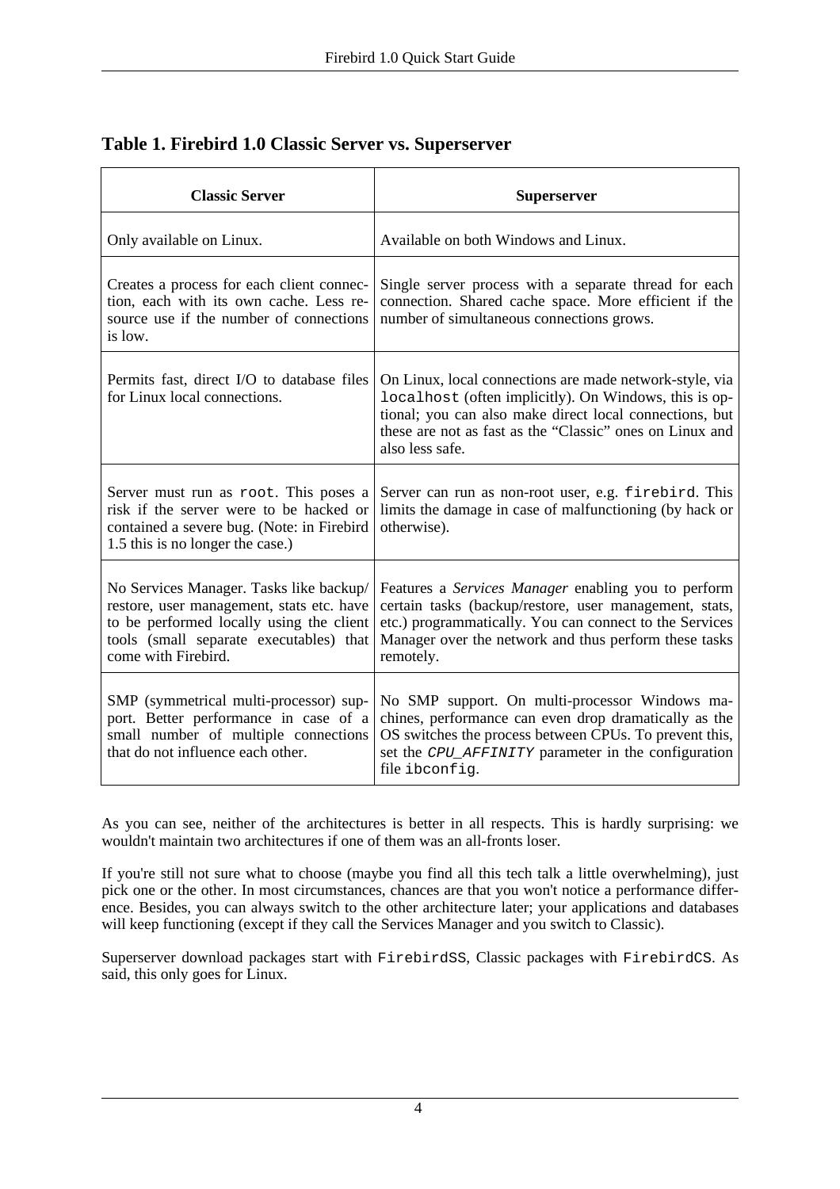**Table 1. Firebird 1.0 Classic Server vs. Superserver**

| Classic Server | Superserver |
|---|---|
| Only available on Linux. | Available on both Windows and Linux. |
| Creates a process for each client connection, each with its own cache. Less resource use if the number of connections is low. | Single server process with a separate thread for each connection. Shared cache space. More efficient if the number of simultaneous connections grows. |
| Permits fast, direct I/O to database files for Linux local connections. | On Linux, local connections are made network-style, via `localhost` (often implicitly). On Windows, this is optional; you can also make direct local connections, but these are not as fast as the "Classic" ones on Linux and also less safe. |
| Server must run as `root`. This poses a risk if the server were to be hacked or contained a severe bug. (Note: in Firebird 1.5 this is no longer the case.) | Server can run as non-root user, e.g. `firebird`. This limits the damage in case of malfunctioning (by hack or otherwise). |
| No Services Manager. Tasks like backup/restore, user management, stats etc. have to be performed locally using the client tools (small separate executables) that come with Firebird. | Features a *Services Manager* enabling you to perform certain tasks (backup/restore, user management, stats, etc.) programmatically. You can connect to the Services Manager over the network and thus perform these tasks remotely. |
| SMP (symmetrical multi-processor) support. Better performance in case of a small number of multiple connections that do not influence each other. | No SMP support. On multi-processor Windows machines, performance can even drop dramatically as the OS switches the process between CPUs. To prevent this, set the *`CPU_AFFINITY`* parameter in the configuration file `ibconfig`. |

As you can see, neither of the architectures is better in all respects. This is hardly surprising: we wouldn't maintain two architectures if one of them was an all-fronts loser.

If you're still not sure what to choose (maybe you find all this tech talk a little overwhelming), just pick one or the other. In most circumstances, chances are that you won't notice a performance difference. Besides, you can always switch to the other architecture later; your applications and databases will keep functioning (except if they call the Services Manager and you switch to Classic).

Superserver download packages start with `FirebirdSS`, Classic packages with `FirebirdCS`. As said, this only goes for Linux.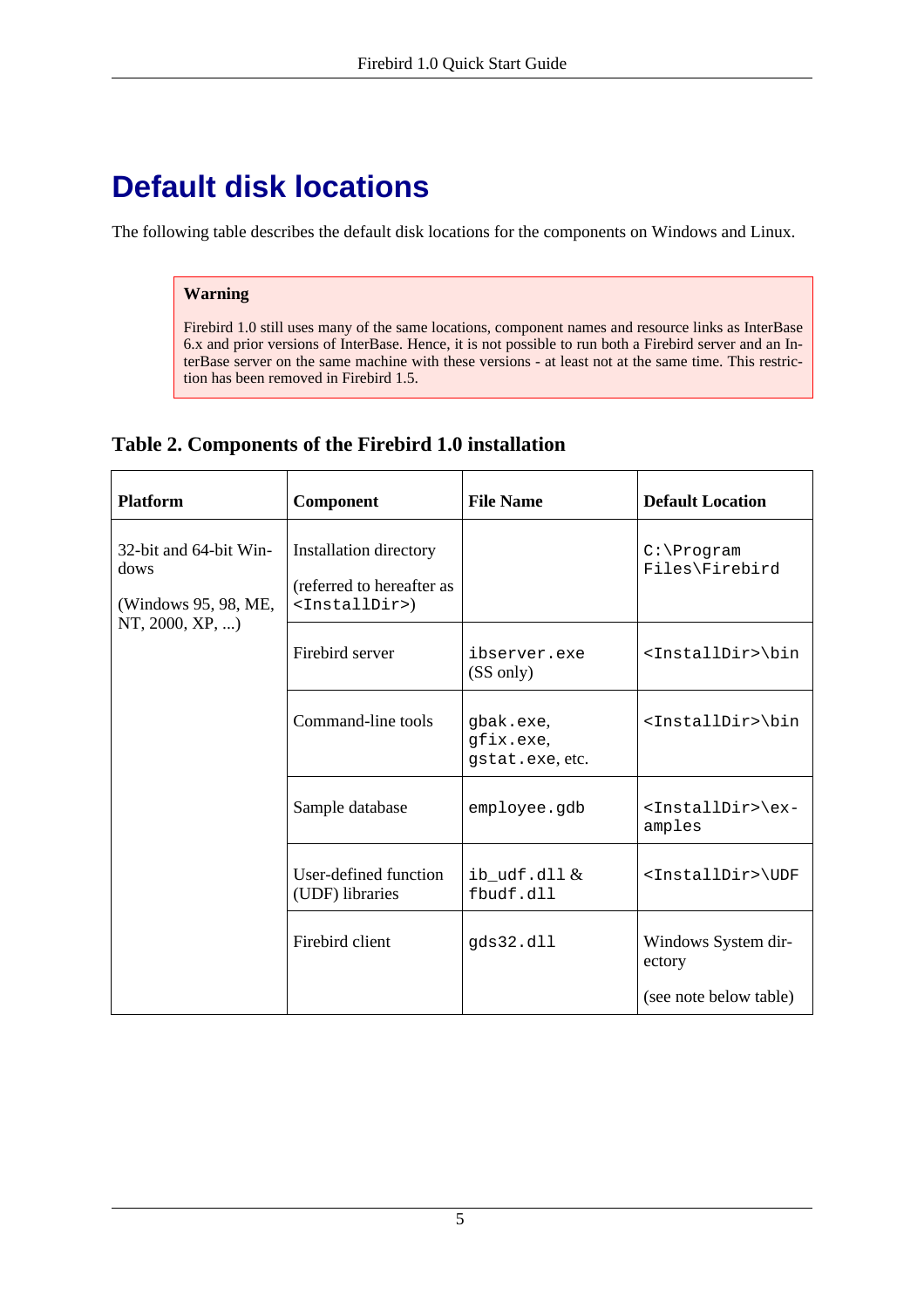# Default disk locations

The following table describes the default disk locations for the components on Windows and Linux.

> **Warning**
>
> Firebird 1.0 still uses many of the same locations, component names and resource links as InterBase 6.x and prior versions of InterBase. Hence, it is not possible to run both a Firebird server and an InterBase server on the same machine with these versions - at least not at the same time. This restriction has been removed in Firebird 1.5.

**Table 2. Components of the Firebird 1.0 installation**

| Platform | Component | File Name | Default Location |
|---|---|---|---|
| 32-bit and 64-bit Windows (Windows 95, 98, ME, NT, 2000, XP, ...) | Installation directory (referred to hereafter as `<InstallDir>`) | | `C:\Program Files\Firebird` |
| | Firebird server | `ibserver.exe` (SS only) | `<InstallDir>\bin` |
| | Command-line tools | `gbak.exe`, `gfix.exe`, `gstat.exe`, etc. | `<InstallDir>\bin` |
| | Sample database | `employee.gdb` | `<InstallDir>\examples` |
| | User-defined function (UDF) libraries | `ib_udf.dll` & `fbudf.dll` | `<InstallDir>\UDF` |
| | Firebird client | `gds32.dll` | Windows System directory (see note below table) |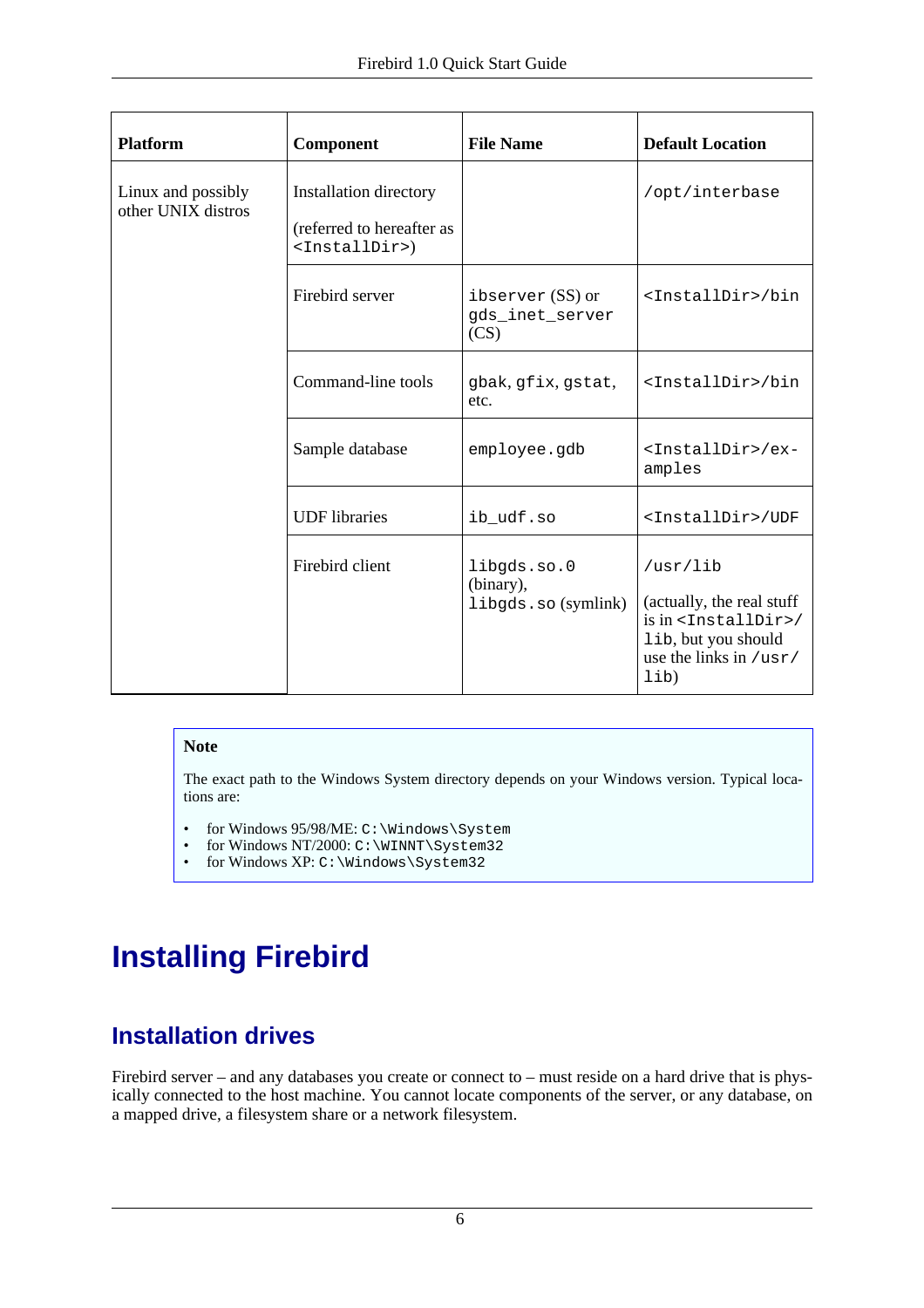| Platform | Component | File Name | Default Location |
| --- | --- | --- | --- |
| Linux and possibly other UNIX distros | Installation directory (referred to hereafter as `<InstallDir>`) | | `/opt/interbase` |
| | Firebird server | `ibserver` (SS) or `gds_inet_server` (CS) | `<InstallDir>/bin` |
| | Command-line tools | `gbak`, `gfix`, `gstat`, etc. | `<InstallDir>/bin` |
| | Sample database | `employee.gdb` | `<InstallDir>/examples` |
| | UDF libraries | `ib_udf.so` | `<InstallDir>/UDF` |
| | Firebird client | `libgds.so.0` (binary), `libgds.so` (symlink) | `/usr/lib` (actually, the real stuff is in `<InstallDir>/lib`, but you should use the links in `/usr/lib`) |

> **Note**
>
> The exact path to the Windows System directory depends on your Windows version. Typical locations are:
>
> - for Windows 95/98/ME: `C:\Windows\System`
> - for Windows NT/2000: `C:\WINNT\System32`
> - for Windows XP: `C:\Windows\System32`

# Installing Firebird

## Installation drives

Firebird server – and any databases you create or connect to – must reside on a hard drive that is physically connected to the host machine. You cannot locate components of the server, or any database, on a mapped drive, a filesystem share or a network filesystem.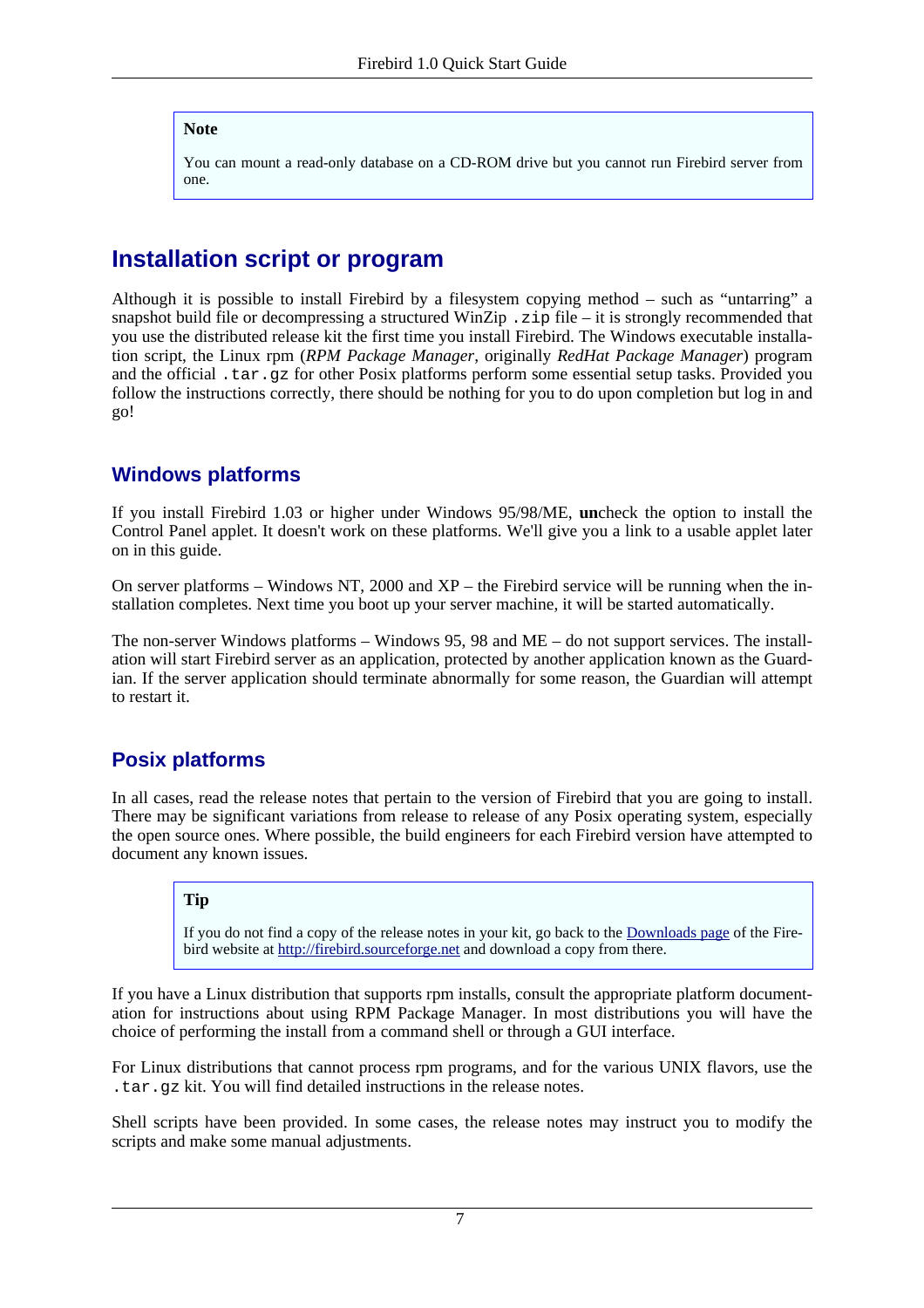> **Note**
>
> You can mount a read-only database on a CD-ROM drive but you cannot run Firebird server from one.

## Installation script or program

Although it is possible to install Firebird by a filesystem copying method – such as "untarring" a snapshot build file or decompressing a structured WinZip `.zip` file – it is strongly recommended that you use the distributed release kit the first time you install Firebird. The Windows executable installation script, the Linux rpm (*RPM Package Manager*, originally *RedHat Package Manager*) program and the official `.tar.gz` for other Posix platforms perform some essential setup tasks. Provided you follow the instructions correctly, there should be nothing for you to do upon completion but log in and go!

### Windows platforms

If you install Firebird 1.03 or higher under Windows 95/98/ME, **un**check the option to install the Control Panel applet. It doesn't work on these platforms. We'll give you a link to a usable applet later on in this guide.

On server platforms – Windows NT, 2000 and XP – the Firebird service will be running when the installation completes. Next time you boot up your server machine, it will be started automatically.

The non-server Windows platforms – Windows 95, 98 and ME – do not support services. The installation will start Firebird server as an application, protected by another application known as the Guardian. If the server application should terminate abnormally for some reason, the Guardian will attempt to restart it.

### Posix platforms

In all cases, read the release notes that pertain to the version of Firebird that you are going to install. There may be significant variations from release to release of any Posix operating system, especially the open source ones. Where possible, the build engineers for each Firebird version have attempted to document any known issues.

> **Tip**
>
> If you do not find a copy of the release notes in your kit, go back to the Downloads page of the Firebird website at http://firebird.sourceforge.net and download a copy from there.

If you have a Linux distribution that supports rpm installs, consult the appropriate platform documentation for instructions about using RPM Package Manager. In most distributions you will have the choice of performing the install from a command shell or through a GUI interface.

For Linux distributions that cannot process rpm programs, and for the various UNIX flavors, use the `.tar.gz` kit. You will find detailed instructions in the release notes.

Shell scripts have been provided. In some cases, the release notes may instruct you to modify the scripts and make some manual adjustments.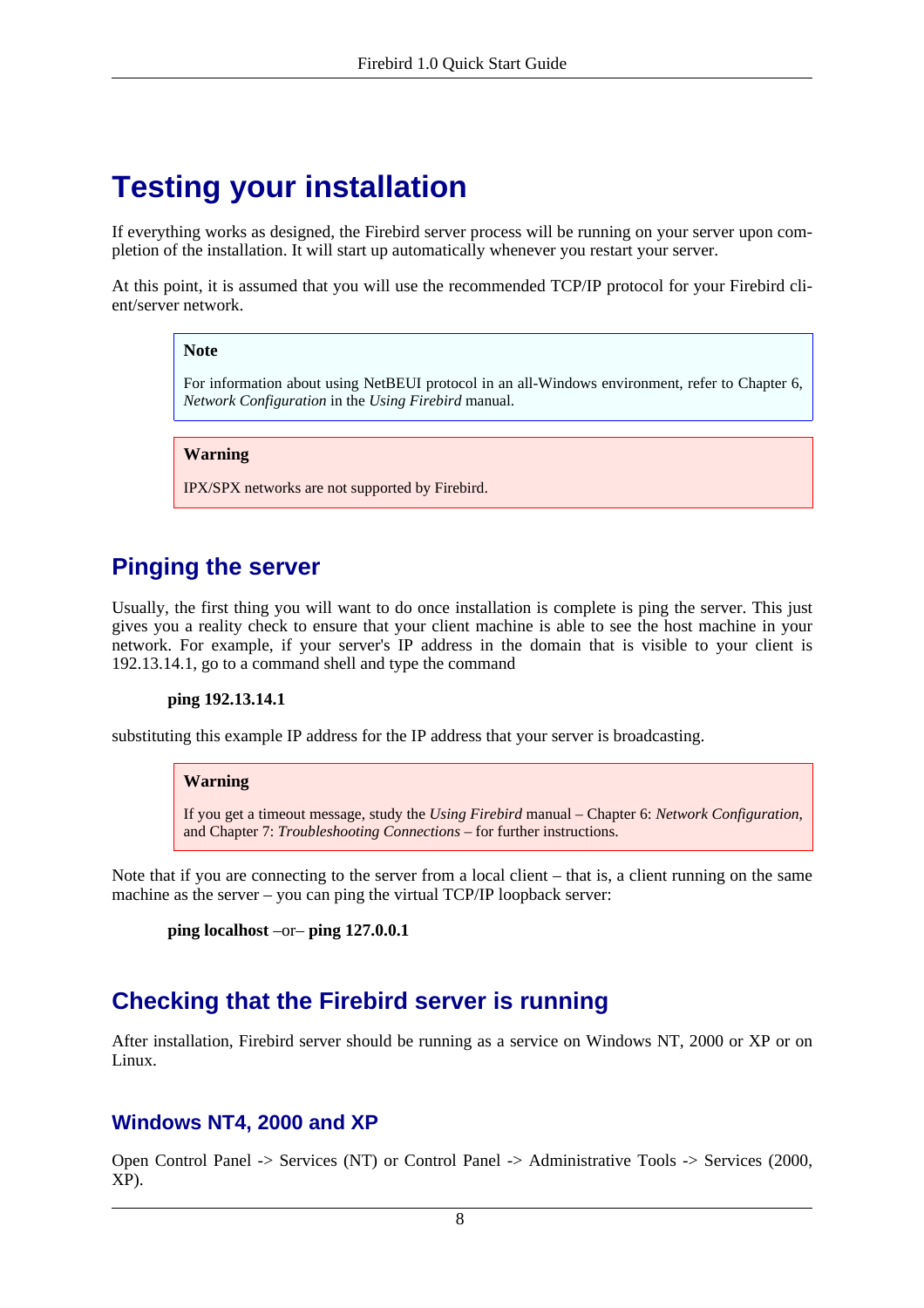# Testing your installation

If everything works as designed, the Firebird server process will be running on your server upon completion of the installation. It will start up automatically whenever you restart your server.

At this point, it is assumed that you will use the recommended TCP/IP protocol for your Firebird client/server network.

> **Note**
>
> For information about using NetBEUI protocol in an all-Windows environment, refer to Chapter 6, *Network Configuration* in the *Using Firebird* manual.

> **Warning**
>
> IPX/SPX networks are not supported by Firebird.

## Pinging the server

Usually, the first thing you will want to do once installation is complete is ping the server. This just gives you a reality check to ensure that your client machine is able to see the host machine in your network. For example, if your server's IP address in the domain that is visible to your client is 192.13.14.1, go to a command shell and type the command

**ping 192.13.14.1**

substituting this example IP address for the IP address that your server is broadcasting.

> **Warning**
>
> If you get a timeout message, study the *Using Firebird* manual – Chapter 6: *Network Configuration*, and Chapter 7: *Troubleshooting Connections* – for further instructions.

Note that if you are connecting to the server from a local client – that is, a client running on the same machine as the server – you can ping the virtual TCP/IP loopback server:

**ping localhost** –or– **ping 127.0.0.1**

## Checking that the Firebird server is running

After installation, Firebird server should be running as a service on Windows NT, 2000 or XP or on Linux.

### Windows NT4, 2000 and XP

Open Control Panel -> Services (NT) or Control Panel -> Administrative Tools -> Services (2000, XP).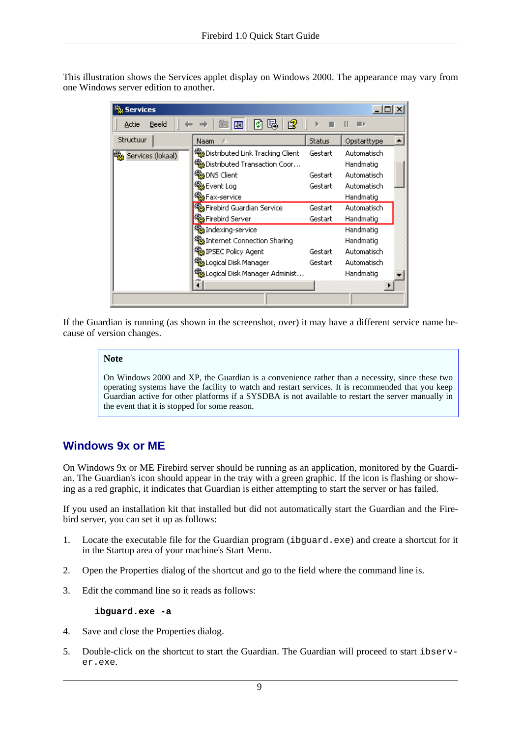This illustration shows the Services applet display on Windows 2000. The appearance may vary from one Windows server edition to another.

If the Guardian is running (as shown in the screenshot, over) it may have a different service name because of version changes.

> **Note**
>
> On Windows 2000 and XP, the Guardian is a convenience rather than a necessity, since these two operating systems have the facility to watch and restart services. It is recommended that you keep Guardian active for other platforms if a SYSDBA is not available to restart the server manually in the event that it is stopped for some reason.

## Windows 9x or ME

On Windows 9x or ME Firebird server should be running as an application, monitored by the Guardian. The Guardian's icon should appear in the tray with a green graphic. If the icon is flashing or showing as a red graphic, it indicates that Guardian is either attempting to start the server or has failed.

If you used an installation kit that installed but did not automatically start the Guardian and the Firebird server, you can set it up as follows:

1. Locate the executable file for the Guardian program (`ibguard.exe`) and create a shortcut for it in the Startup area of your machine's Start Menu.
2. Open the Properties dialog of the shortcut and go to the field where the command line is.
3. Edit the command line so it reads as follows:

   ```
   ibguard.exe -a
   ```

4. Save and close the Properties dialog.
5. Double-click on the shortcut to start the Guardian. The Guardian will proceed to start `ibserver.exe`.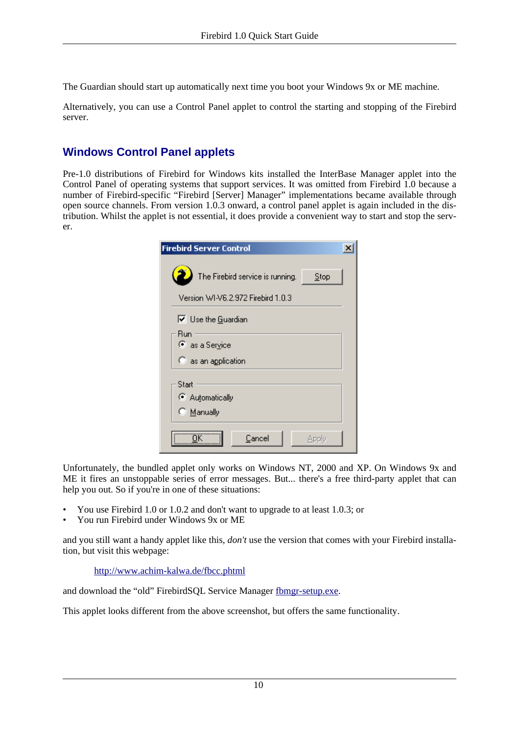The Guardian should start up automatically next time you boot your Windows 9x or ME machine.

Alternatively, you can use a Control Panel applet to control the starting and stopping of the Firebird server.

## Windows Control Panel applets

Pre-1.0 distributions of Firebird for Windows kits installed the InterBase Manager applet into the Control Panel of operating systems that support services. It was omitted from Firebird 1.0 because a number of Firebird-specific "Firebird [Server] Manager" implementations became available through open source channels. From version 1.0.3 onward, a control panel applet is again included in the distribution. Whilst the applet is not essential, it does provide a convenient way to start and stop the server.

Unfortunately, the bundled applet only works on Windows NT, 2000 and XP. On Windows 9x and ME it fires an unstoppable series of error messages. But... there's a free third-party applet that can help you out. So if you're in one of these situations:

- You use Firebird 1.0 or 1.0.2 and don't want to upgrade to at least 1.0.3; or
- You run Firebird under Windows 9x or ME

and you still want a handy applet like this, *don't* use the version that comes with your Firebird installation, but visit this webpage:

http://www.achim-kalwa.de/fbcc.phtml

and download the "old" FirebirdSQL Service Manager fbmgr-setup.exe.

This applet looks different from the above screenshot, but offers the same functionality.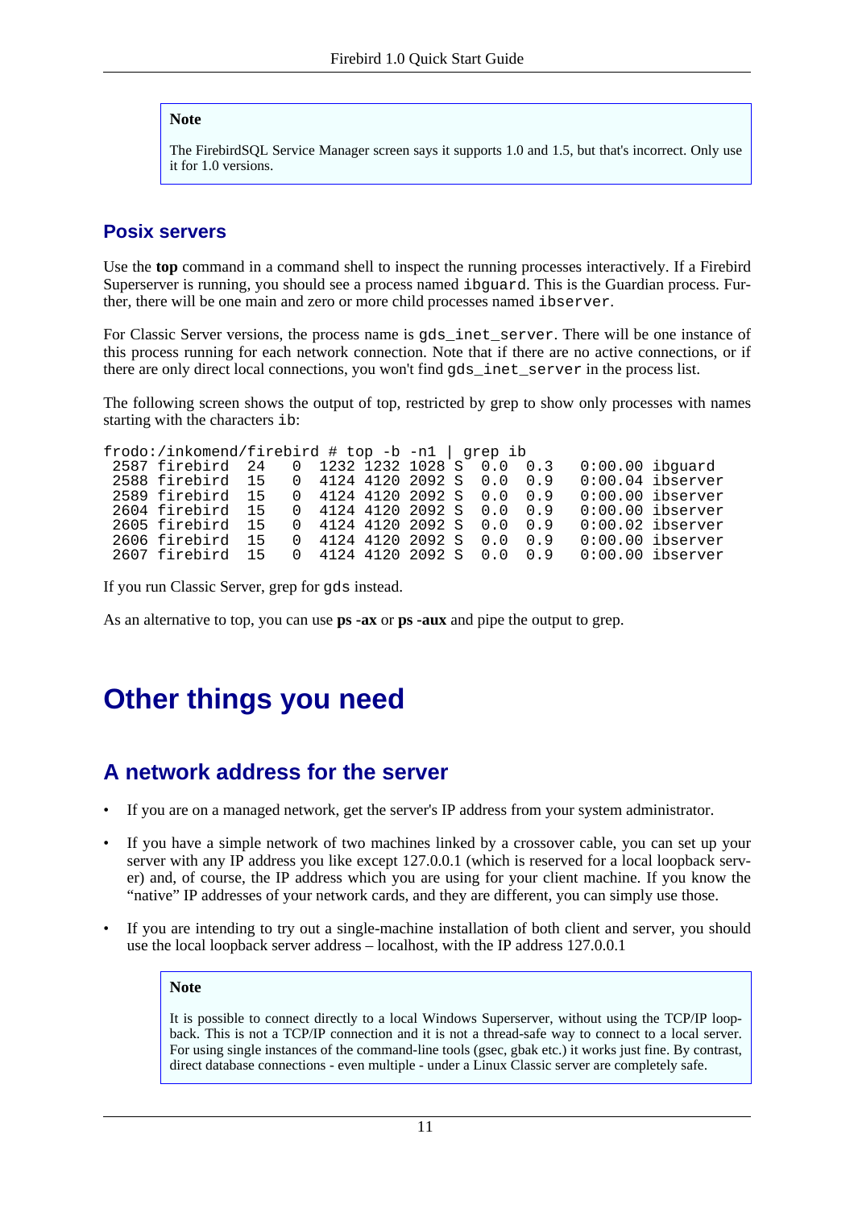> **Note**
>
> The FirebirdSQL Service Manager screen says it supports 1.0 and 1.5, but that's incorrect. Only use it for 1.0 versions.

### Posix servers

Use the **top** command in a command shell to inspect the running processes interactively. If a Firebird Superserver is running, you should see a process named `ibguard`. This is the Guardian process. Further, there will be one main and zero or more child processes named `ibserver`.

For Classic Server versions, the process name is `gds_inet_server`. There will be one instance of this process running for each network connection. Note that if there are no active connections, or if there are only direct local connections, you won't find `gds_inet_server` in the process list.

The following screen shows the output of top, restricted by grep to show only processes with names starting with the characters `ib`:

```
frodo:/inkomend/firebird # top -b -n1 | grep ib
 2587 firebird  24   0  1232 1232 1028 S  0.0  0.3   0:00.00 ibguard
 2588 firebird  15   0  4124 4120 2092 S  0.0  0.9   0:00.04 ibserver
 2589 firebird  15   0  4124 4120 2092 S  0.0  0.9   0:00.00 ibserver
 2604 firebird  15   0  4124 4120 2092 S  0.0  0.9   0:00.00 ibserver
 2605 firebird  15   0  4124 4120 2092 S  0.0  0.9   0:00.02 ibserver
 2606 firebird  15   0  4124 4120 2092 S  0.0  0.9   0:00.00 ibserver
 2607 firebird  15   0  4124 4120 2092 S  0.0  0.9   0:00.00 ibserver
```

If you run Classic Server, grep for `gds` instead.

As an alternative to top, you can use **ps -ax** or **ps -aux** and pipe the output to grep.

# Other things you need

## A network address for the server

- If you are on a managed network, get the server's IP address from your system administrator.
- If you have a simple network of two machines linked by a crossover cable, you can set up your server with any IP address you like except 127.0.0.1 (which is reserved for a local loopback server) and, of course, the IP address which you are using for your client machine. If you know the "native" IP addresses of your network cards, and they are different, you can simply use those.
- If you are intending to try out a single-machine installation of both client and server, you should use the local loopback server address – localhost, with the IP address 127.0.0.1

> **Note**
>
> It is possible to connect directly to a local Windows Superserver, without using the TCP/IP loopback. This is not a TCP/IP connection and it is not a thread-safe way to connect to a local server. For using single instances of the command-line tools (gsec, gbak etc.) it works just fine. By contrast, direct database connections - even multiple - under a Linux Classic server are completely safe.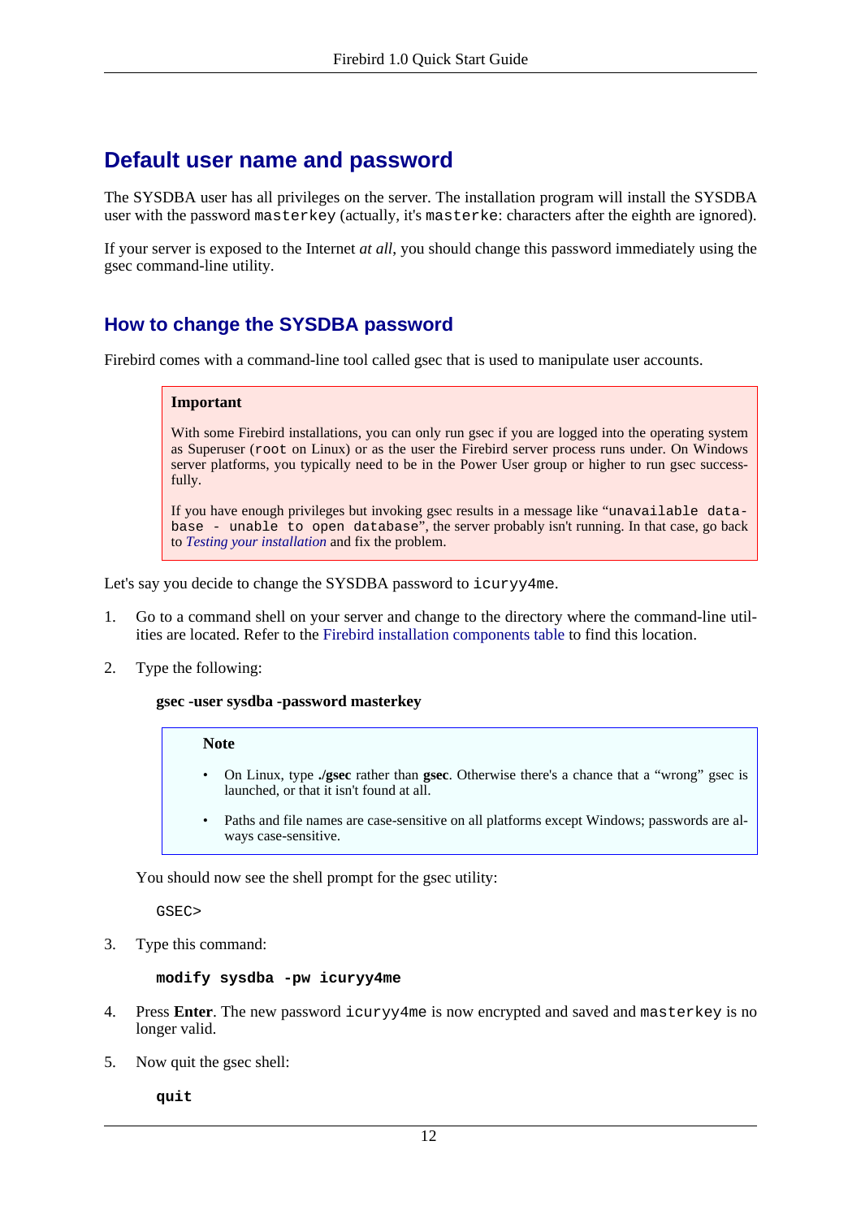## Default user name and password

The SYSDBA user has all privileges on the server. The installation program will install the SYSDBA user with the password `masterkey` (actually, it's `masterke`: characters after the eighth are ignored).

If your server is exposed to the Internet *at all*, you should change this password immediately using the gsec command-line utility.

### How to change the SYSDBA password

Firebird comes with a command-line tool called gsec that is used to manipulate user accounts.

> **Important**
>
> With some Firebird installations, you can only run gsec if you are logged into the operating system as Superuser (`root` on Linux) or as the user the Firebird server process runs under. On Windows server platforms, you typically need to be in the Power User group or higher to run gsec successfully.
>
> If you have enough privileges but invoking gsec results in a message like "`unavailable database - unable to open database`", the server probably isn't running. In that case, go back to *Testing your installation* and fix the problem.

Let's say you decide to change the SYSDBA password to `icuryy4me`.

1. Go to a command shell on your server and change to the directory where the command-line utilities are located. Refer to the Firebird installation components table to find this location.

2. Type the following:

   **gsec -user sysdba -password masterkey**

   > **Note**
   >
   > - On Linux, type **./gsec** rather than **gsec**. Otherwise there's a chance that a "wrong" gsec is launched, or that it isn't found at all.
   > - Paths and file names are case-sensitive on all platforms except Windows; passwords are always case-sensitive.

   You should now see the shell prompt for the gsec utility:

   ```
   GSEC>
   ```

3. Type this command:

   ```
   modify sysdba -pw icuryy4me
   ```

4. Press **Enter**. The new password `icuryy4me` is now encrypted and saved and `masterkey` is no longer valid.

5. Now quit the gsec shell:

   ```
   quit
   ```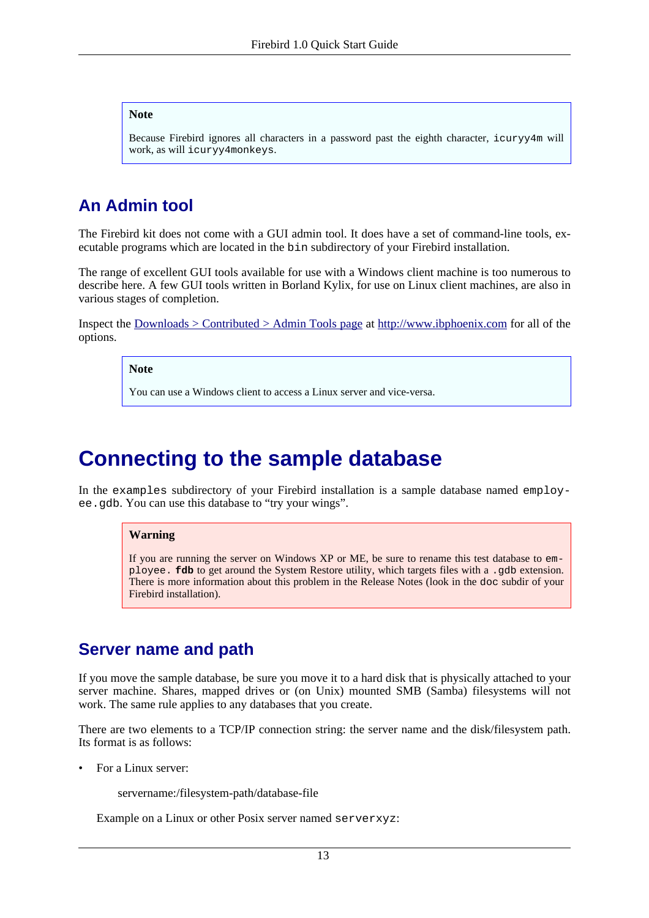> **Note**
>
> Because Firebird ignores all characters in a password past the eighth character, `icuryy4m` will work, as will `icuryy4monkeys`.

## An Admin tool

The Firebird kit does not come with a GUI admin tool. It does have a set of command-line tools, executable programs which are located in the `bin` subdirectory of your Firebird installation.

The range of excellent GUI tools available for use with a Windows client machine is too numerous to describe here. A few GUI tools written in Borland Kylix, for use on Linux client machines, are also in various stages of completion.

Inspect the Downloads > Contributed > Admin Tools page at http://www.ibphoenix.com for all of the options.

> **Note**
>
> You can use a Windows client to access a Linux server and vice-versa.

# Connecting to the sample database

In the `examples` subdirectory of your Firebird installation is a sample database named `employee.gdb`. You can use this database to "try your wings".

> **Warning**
>
> If you are running the server on Windows XP or ME, be sure to rename this test database to `employee.`**`fdb`** to get around the System Restore utility, which targets files with a `.gdb` extension. There is more information about this problem in the Release Notes (look in the `doc` subdir of your Firebird installation).

## Server name and path

If you move the sample database, be sure you move it to a hard disk that is physically attached to your server machine. Shares, mapped drives or (on Unix) mounted SMB (Samba) filesystems will not work. The same rule applies to any databases that you create.

There are two elements to a TCP/IP connection string: the server name and the disk/filesystem path. Its format is as follows:

- For a Linux server:

  servername:/filesystem-path/database-file

  Example on a Linux or other Posix server named `serverxyz`: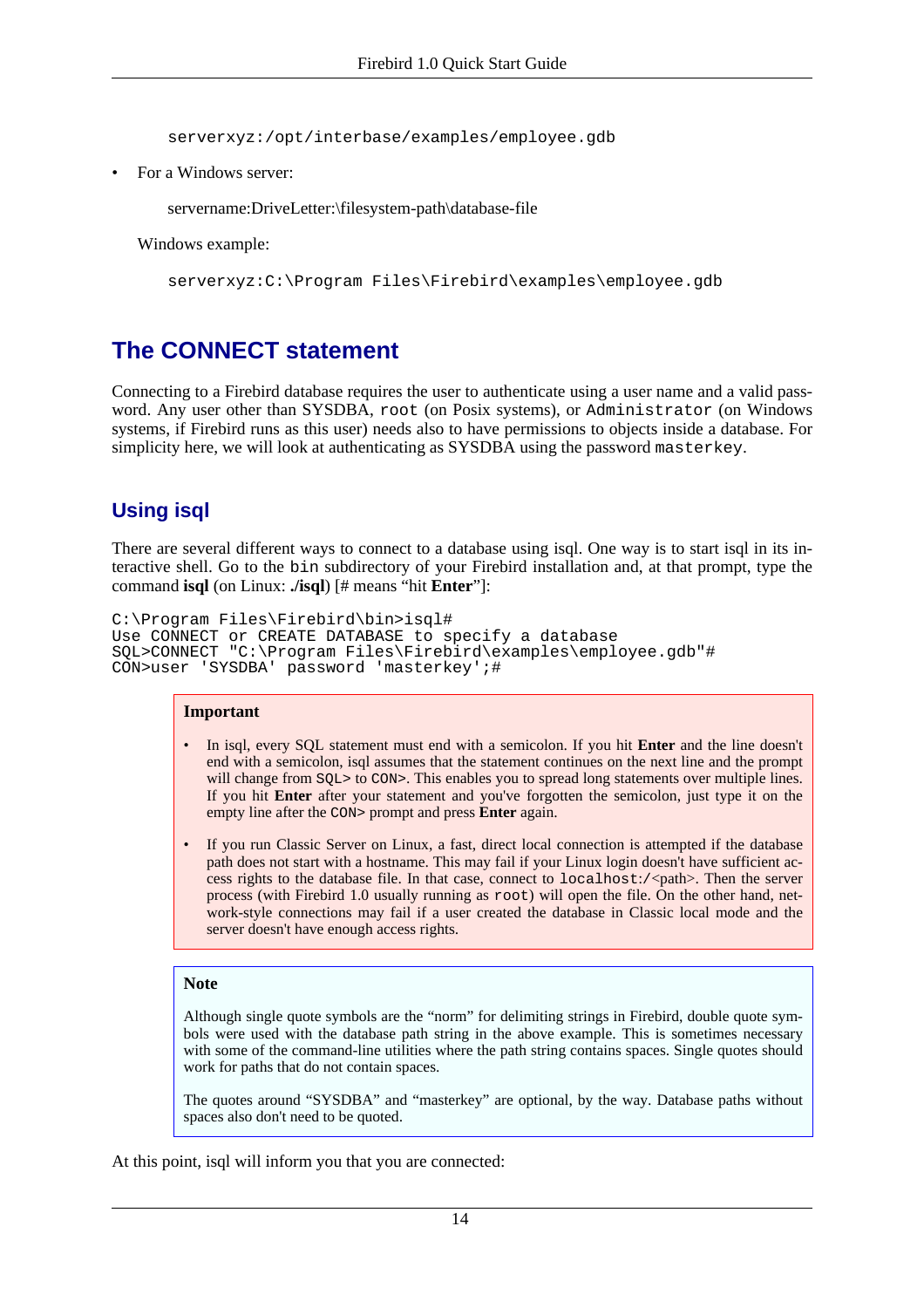```
serverxyz:/opt/interbase/examples/employee.gdb
```

- For a Windows server:

  servername:DriveLetter:\filesystem-path\database-file

  Windows example:

```
serverxyz:C:\Program Files\Firebird\examples\employee.gdb
```

## The CONNECT statement

Connecting to a Firebird database requires the user to authenticate using a user name and a valid password. Any user other than SYSDBA, `root` (on Posix systems), or `Administrator` (on Windows systems, if Firebird runs as this user) needs also to have permissions to objects inside a database. For simplicity here, we will look at authenticating as SYSDBA using the password `masterkey`.

### Using isql

There are several different ways to connect to a database using isql. One way is to start isql in its interactive shell. Go to the `bin` subdirectory of your Firebird installation and, at that prompt, type the command **isql** (on Linux: **./isql**) [# means "hit **Enter**"]:

```
C:\Program Files\Firebird\bin>isql#
Use CONNECT or CREATE DATABASE to specify a database
SQL>CONNECT "C:\Program Files\Firebird\examples\employee.gdb"#
CON>user 'SYSDBA' password 'masterkey';#
```

> **Important**
>
> - In isql, every SQL statement must end with a semicolon. If you hit **Enter** and the line doesn't end with a semicolon, isql assumes that the statement continues on the next line and the prompt will change from `SQL>` to `CON>`. This enables you to spread long statements over multiple lines. If you hit **Enter** after your statement and you've forgotten the semicolon, just type it on the empty line after the `CON>` prompt and press **Enter** again.
> - If you run Classic Server on Linux, a fast, direct local connection is attempted if the database path does not start with a hostname. This may fail if your Linux login doesn't have sufficient access rights to the database file. In that case, connect to `localhost:/`<path>. Then the server process (with Firebird 1.0 usually running as `root`) will open the file. On the other hand, network-style connections may fail if a user created the database in Classic local mode and the server doesn't have enough access rights.

> **Note**
>
> Although single quote symbols are the "norm" for delimiting strings in Firebird, double quote symbols were used with the database path string in the above example. This is sometimes necessary with some of the command-line utilities where the path string contains spaces. Single quotes should work for paths that do not contain spaces.
>
> The quotes around "SYSDBA" and "masterkey" are optional, by the way. Database paths without spaces also don't need to be quoted.

At this point, isql will inform you that you are connected: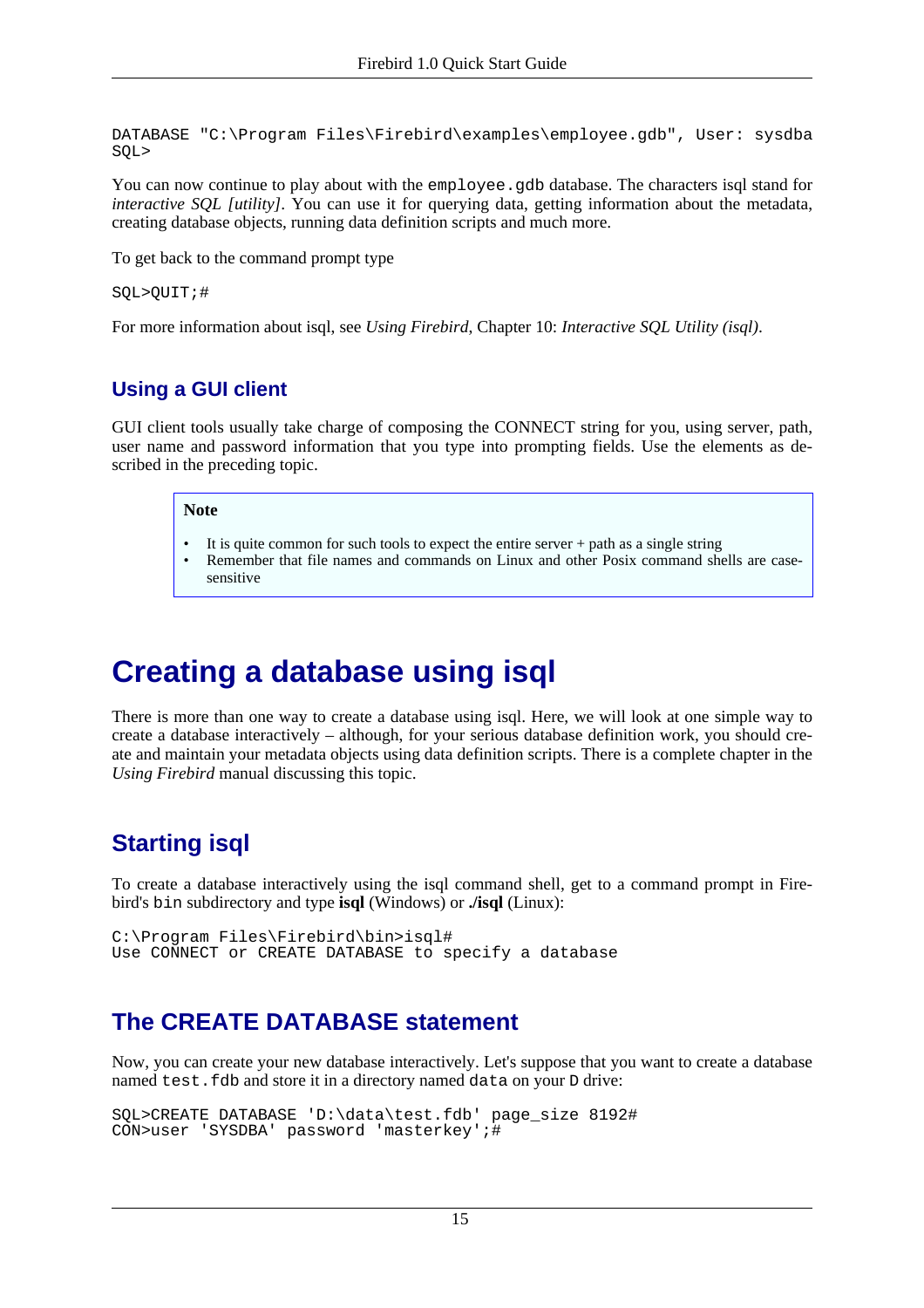```
DATABASE "C:\Program Files\Firebird\examples\employee.gdb", User: sysdba
SQL>
```

You can now continue to play about with the `employee.gdb` database. The characters isql stand for *interactive SQL [utility]*. You can use it for querying data, getting information about the metadata, creating database objects, running data definition scripts and much more.

To get back to the command prompt type

```
SQL>QUIT;#
```

For more information about isql, see *Using Firebird*, Chapter 10: *Interactive SQL Utility (isql)*.

### Using a GUI client

GUI client tools usually take charge of composing the CONNECT string for you, using server, path, user name and password information that you type into prompting fields. Use the elements as described in the preceding topic.

> **Note**
>
> - It is quite common for such tools to expect the entire server + path as a single string
> - Remember that file names and commands on Linux and other Posix command shells are case-sensitive

## Creating a database using isql

There is more than one way to create a database using isql. Here, we will look at one simple way to create a database interactively – although, for your serious database definition work, you should create and maintain your metadata objects using data definition scripts. There is a complete chapter in the *Using Firebird* manual discussing this topic.

### Starting isql

To create a database interactively using the isql command shell, get to a command prompt in Firebird's `bin` subdirectory and type **isql** (Windows) or **./isql** (Linux):

```
C:\Program Files\Firebird\bin>isql#
Use CONNECT or CREATE DATABASE to specify a database
```

### The CREATE DATABASE statement

Now, you can create your new database interactively. Let's suppose that you want to create a database named `test.fdb` and store it in a directory named `data` on your `D` drive:

```
SQL>CREATE DATABASE 'D:\data\test.fdb' page_size 8192#
CON>user 'SYSDBA' password 'masterkey';#
```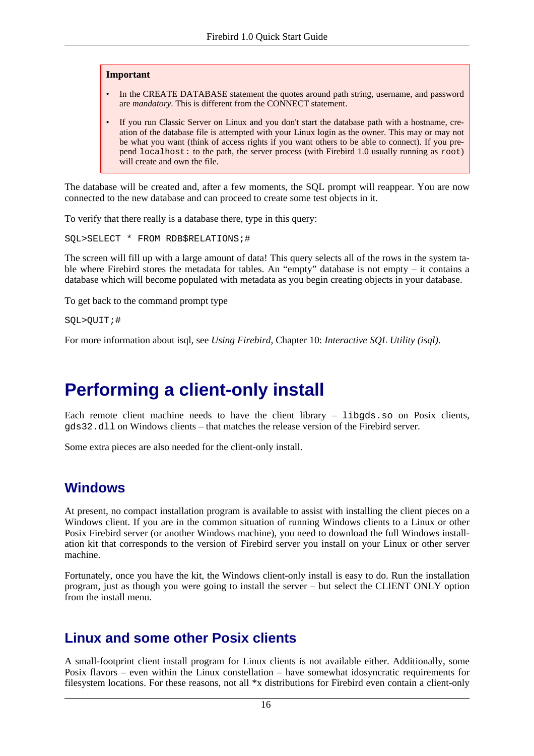> **Important**
>
> - In the CREATE DATABASE statement the quotes around path string, username, and password are *mandatory*. This is different from the CONNECT statement.
> - If you run Classic Server on Linux and you don't start the database path with a hostname, creation of the database file is attempted with your Linux login as the owner. This may or may not be what you want (think of access rights if you want others to be able to connect). If you prepend `localhost:` to the path, the server process (with Firebird 1.0 usually running as `root`) will create and own the file.

The database will be created and, after a few moments, the SQL prompt will reappear. You are now connected to the new database and can proceed to create some test objects in it.

To verify that there really is a database there, type in this query:

```
SQL>SELECT * FROM RDB$RELATIONS;#
```

The screen will fill up with a large amount of data! This query selects all of the rows in the system table where Firebird stores the metadata for tables. An "empty" database is not empty – it contains a database which will become populated with metadata as you begin creating objects in your database.

To get back to the command prompt type

```
SQL>QUIT;#
```

For more information about isql, see *Using Firebird*, Chapter 10: *Interactive SQL Utility (isql)*.

# Performing a client-only install

Each remote client machine needs to have the client library – `libgds.so` on Posix clients, `gds32.dll` on Windows clients – that matches the release version of the Firebird server.

Some extra pieces are also needed for the client-only install.

## Windows

At present, no compact installation program is available to assist with installing the client pieces on a Windows client. If you are in the common situation of running Windows clients to a Linux or other Posix Firebird server (or another Windows machine), you need to download the full Windows installation kit that corresponds to the version of Firebird server you install on your Linux or other server machine.

Fortunately, once you have the kit, the Windows client-only install is easy to do. Run the installation program, just as though you were going to install the server – but select the CLIENT ONLY option from the install menu.

## Linux and some other Posix clients

A small-footprint client install program for Linux clients is not available either. Additionally, some Posix flavors – even within the Linux constellation – have somewhat idosyncratic requirements for filesystem locations. For these reasons, not all *x distributions for Firebird even contain a client-only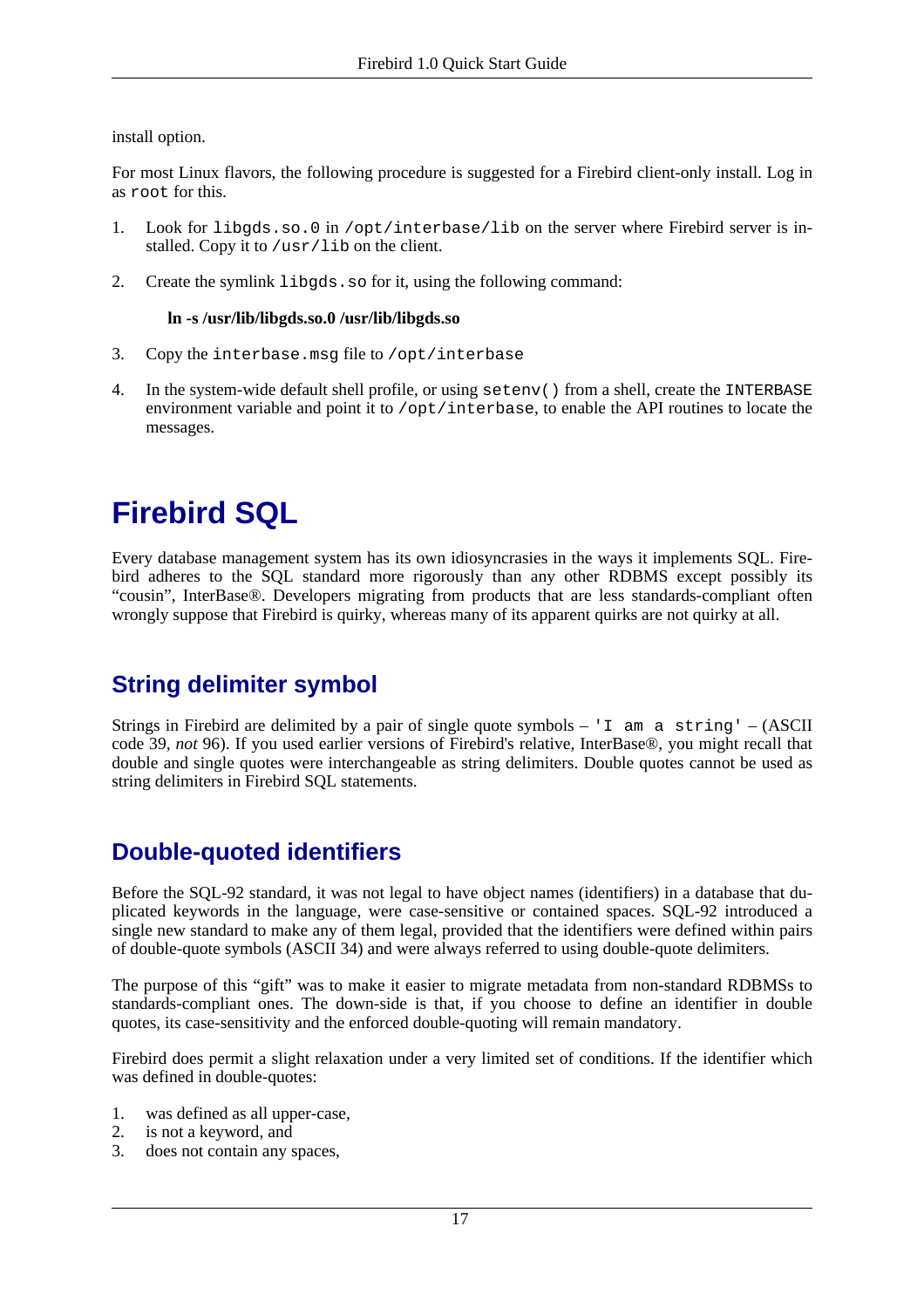install option.

For most Linux flavors, the following procedure is suggested for a Firebird client-only install. Log in as `root` for this.

1. Look for `libgds.so.0` in `/opt/interbase/lib` on the server where Firebird server is installed. Copy it to `/usr/lib` on the client.

2. Create the symlink `libgds.so` for it, using the following command:

   **ln -s /usr/lib/libgds.so.0 /usr/lib/libgds.so**

3. Copy the `interbase.msg` file to `/opt/interbase`

4. In the system-wide default shell profile, or using `setenv()` from a shell, create the `INTERBASE` environment variable and point it to `/opt/interbase`, to enable the API routines to locate the messages.

# Firebird SQL

Every database management system has its own idiosyncrasies in the ways it implements SQL. Firebird adheres to the SQL standard more rigorously than any other RDBMS except possibly its "cousin", InterBase®. Developers migrating from products that are less standards-compliant often wrongly suppose that Firebird is quirky, whereas many of its apparent quirks are not quirky at all.

## String delimiter symbol

Strings in Firebird are delimited by a pair of single quote symbols – `'I am a string'` – (ASCII code 39, *not* 96). If you used earlier versions of Firebird's relative, InterBase®, you might recall that double and single quotes were interchangeable as string delimiters. Double quotes cannot be used as string delimiters in Firebird SQL statements.

## Double-quoted identifiers

Before the SQL-92 standard, it was not legal to have object names (identifiers) in a database that duplicated keywords in the language, were case-sensitive or contained spaces. SQL-92 introduced a single new standard to make any of them legal, provided that the identifiers were defined within pairs of double-quote symbols (ASCII 34) and were always referred to using double-quote delimiters.

The purpose of this "gift" was to make it easier to migrate metadata from non-standard RDBMSs to standards-compliant ones. The down-side is that, if you choose to define an identifier in double quotes, its case-sensitivity and the enforced double-quoting will remain mandatory.

Firebird does permit a slight relaxation under a very limited set of conditions. If the identifier which was defined in double-quotes:

1. was defined as all upper-case,
2. is not a keyword, and
3. does not contain any spaces,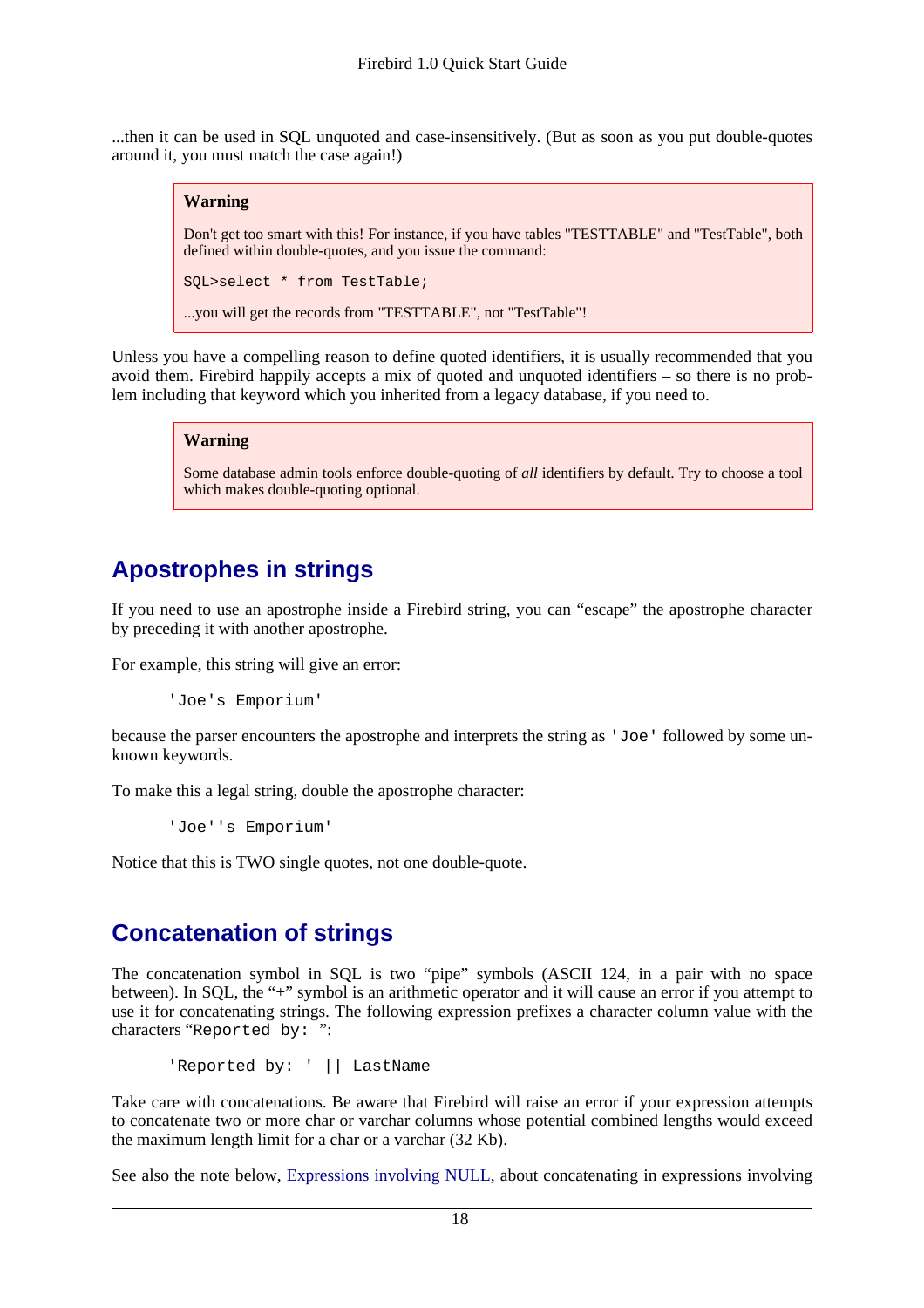...then it can be used in SQL unquoted and case-insensitively. (But as soon as you put double-quotes around it, you must match the case again!)

> **Warning**
>
> Don't get too smart with this! For instance, if you have tables "TESTTABLE" and "TestTable", both defined within double-quotes, and you issue the command:
>
> ```
> SQL>select * from TestTable;
> ```
>
> ...you will get the records from "TESTTABLE", not "TestTable"!

Unless you have a compelling reason to define quoted identifiers, it is usually recommended that you avoid them. Firebird happily accepts a mix of quoted and unquoted identifiers – so there is no problem including that keyword which you inherited from a legacy database, if you need to.

> **Warning**
>
> Some database admin tools enforce double-quoting of *all* identifiers by default. Try to choose a tool which makes double-quoting optional.

## Apostrophes in strings

If you need to use an apostrophe inside a Firebird string, you can “escape” the apostrophe character by preceding it with another apostrophe.

For example, this string will give an error:

```
'Joe's Emporium'
```

because the parser encounters the apostrophe and interprets the string as `'Joe'` followed by some unknown keywords.

To make this a legal string, double the apostrophe character:

```
'Joe''s Emporium'
```

Notice that this is TWO single quotes, not one double-quote.

## Concatenation of strings

The concatenation symbol in SQL is two “pipe” symbols (ASCII 124, in a pair with no space between). In SQL, the “+” symbol is an arithmetic operator and it will cause an error if you attempt to use it for concatenating strings. The following expression prefixes a character column value with the characters “`Reported by: `”:

```
'Reported by: ' || LastName
```

Take care with concatenations. Be aware that Firebird will raise an error if your expression attempts to concatenate two or more char or varchar columns whose potential combined lengths would exceed the maximum length limit for a char or a varchar (32 Kb).

See also the note below, Expressions involving NULL, about concatenating in expressions involving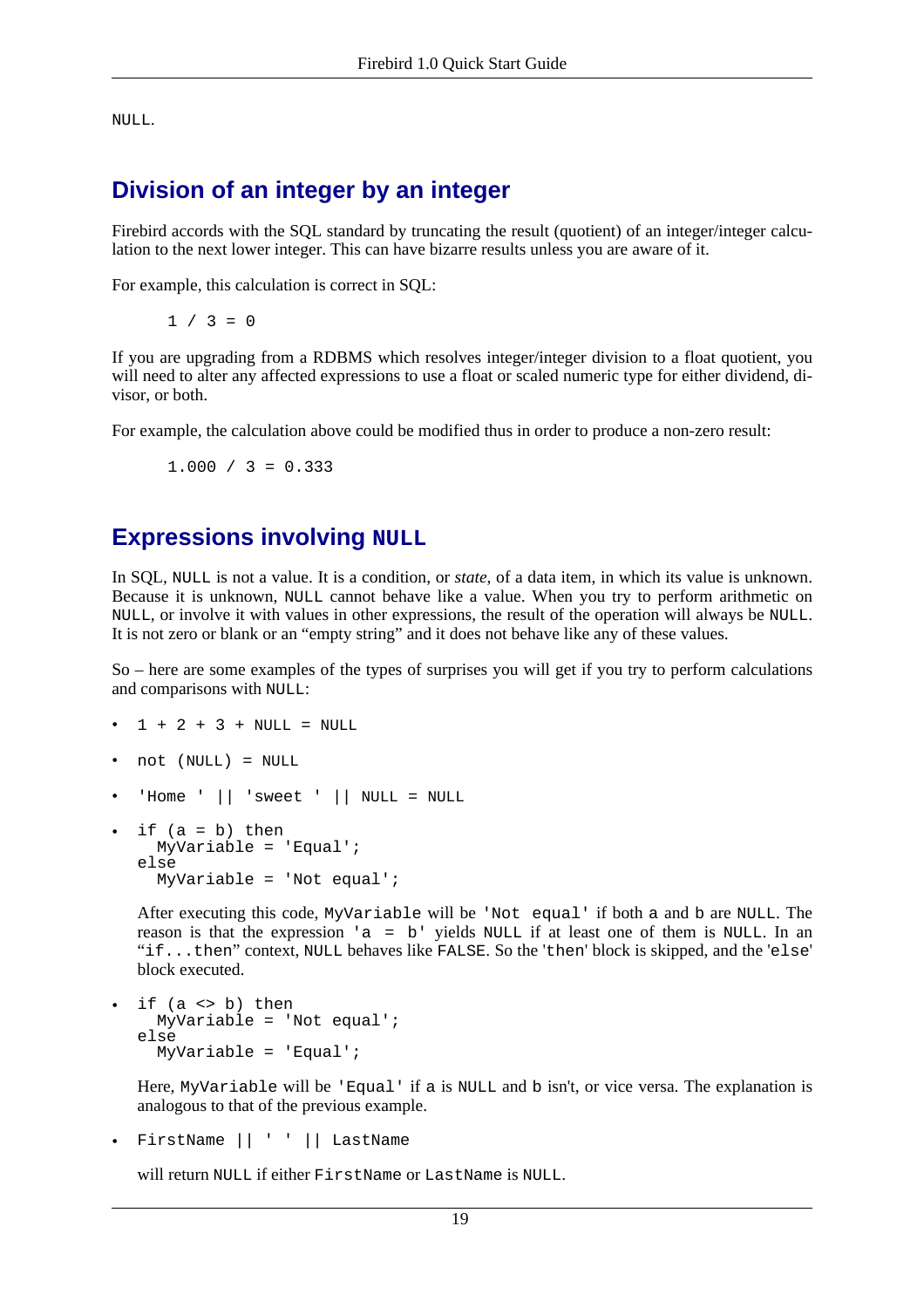`NULL`.

## Division of an integer by an integer

Firebird accords with the SQL standard by truncating the result (quotient) of an integer/integer calculation to the next lower integer. This can have bizarre results unless you are aware of it.

For example, this calculation is correct in SQL:

```
1 / 3 = 0
```

If you are upgrading from a RDBMS which resolves integer/integer division to a float quotient, you will need to alter any affected expressions to use a float or scaled numeric type for either dividend, divisor, or both.

For example, the calculation above could be modified thus in order to produce a non-zero result:

```
1.000 / 3 = 0.333
```

## Expressions involving `NULL`

In SQL, `NULL` is not a value. It is a condition, or *state*, of a data item, in which its value is unknown. Because it is unknown, `NULL` cannot behave like a value. When you try to perform arithmetic on `NULL`, or involve it with values in other expressions, the result of the operation will always be `NULL`. It is not zero or blank or an “empty string” and it does not behave like any of these values.

So – here are some examples of the types of surprises you will get if you try to perform calculations and comparisons with `NULL`:

- `1 + 2 + 3 + NULL = NULL`
- `not (NULL) = NULL`
- `'Home ' || 'sweet ' || NULL = NULL`
- ```
  if (a = b) then
    MyVariable = 'Equal';
  else
    MyVariable = 'Not equal';
  ```

  After executing this code, `MyVariable` will be `'Not equal'` if both `a` and `b` are `NULL`. The reason is that the expression `'a = b'` yields `NULL` if at least one of them is `NULL`. In an “`if...then`” context, `NULL` behaves like `FALSE`. So the '`then`' block is skipped, and the '`else`' block executed.

- ```
  if (a <> b) then
    MyVariable = 'Not equal';
  else
    MyVariable = 'Equal';
  ```

  Here, `MyVariable` will be `'Equal'` if `a` is `NULL` and `b` isn't, or vice versa. The explanation is analogous to that of the previous example.

- `FirstName || ' ' || LastName`

  will return `NULL` if either `FirstName` or `LastName` is `NULL`.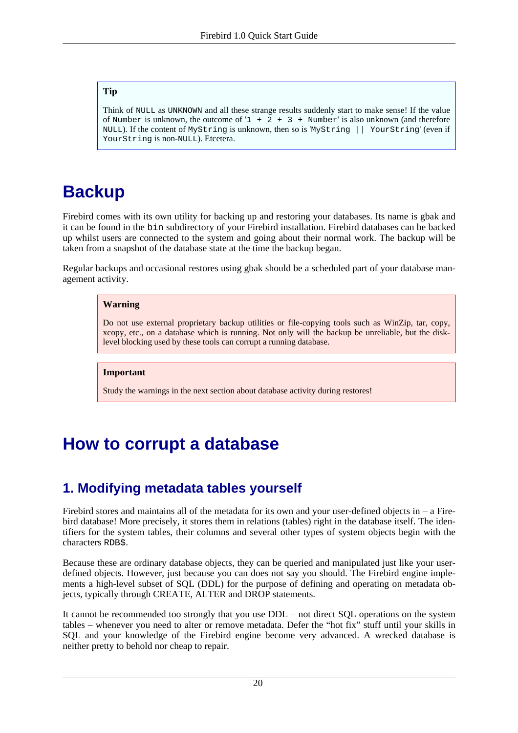> **Tip**
>
> Think of `NULL` as `UNKNOWN` and all these strange results suddenly start to make sense! If the value of `Number` is unknown, the outcome of '`1 + 2 + 3 + Number`' is also unknown (and therefore `NULL`). If the content of `MyString` is unknown, then so is '`MyString || YourString`' (even if `YourString` is non-`NULL`). Etcetera.

# Backup

Firebird comes with its own utility for backing up and restoring your databases. Its name is gbak and it can be found in the `bin` subdirectory of your Firebird installation. Firebird databases can be backed up whilst users are connected to the system and going about their normal work. The backup will be taken from a snapshot of the database state at the time the backup began.

Regular backups and occasional restores using gbak should be a scheduled part of your database management activity.

> **Warning**
>
> Do not use external proprietary backup utilities or file-copying tools such as WinZip, tar, copy, xcopy, etc., on a database which is running. Not only will the backup be unreliable, but the disk-level blocking used by these tools can corrupt a running database.

> **Important**
>
> Study the warnings in the next section about database activity during restores!

# How to corrupt a database

## 1. Modifying metadata tables yourself

Firebird stores and maintains all of the metadata for its own and your user-defined objects in – a Firebird database! More precisely, it stores them in relations (tables) right in the database itself. The identifiers for the system tables, their columns and several other types of system objects begin with the characters `RDB$`.

Because these are ordinary database objects, they can be queried and manipulated just like your user-defined objects. However, just because you can does not say you should. The Firebird engine implements a high-level subset of SQL (DDL) for the purpose of defining and operating on metadata objects, typically through CREATE, ALTER and DROP statements.

It cannot be recommended too strongly that you use DDL – not direct SQL operations on the system tables – whenever you need to alter or remove metadata. Defer the "hot fix" stuff until your skills in SQL and your knowledge of the Firebird engine become very advanced. A wrecked database is neither pretty to behold nor cheap to repair.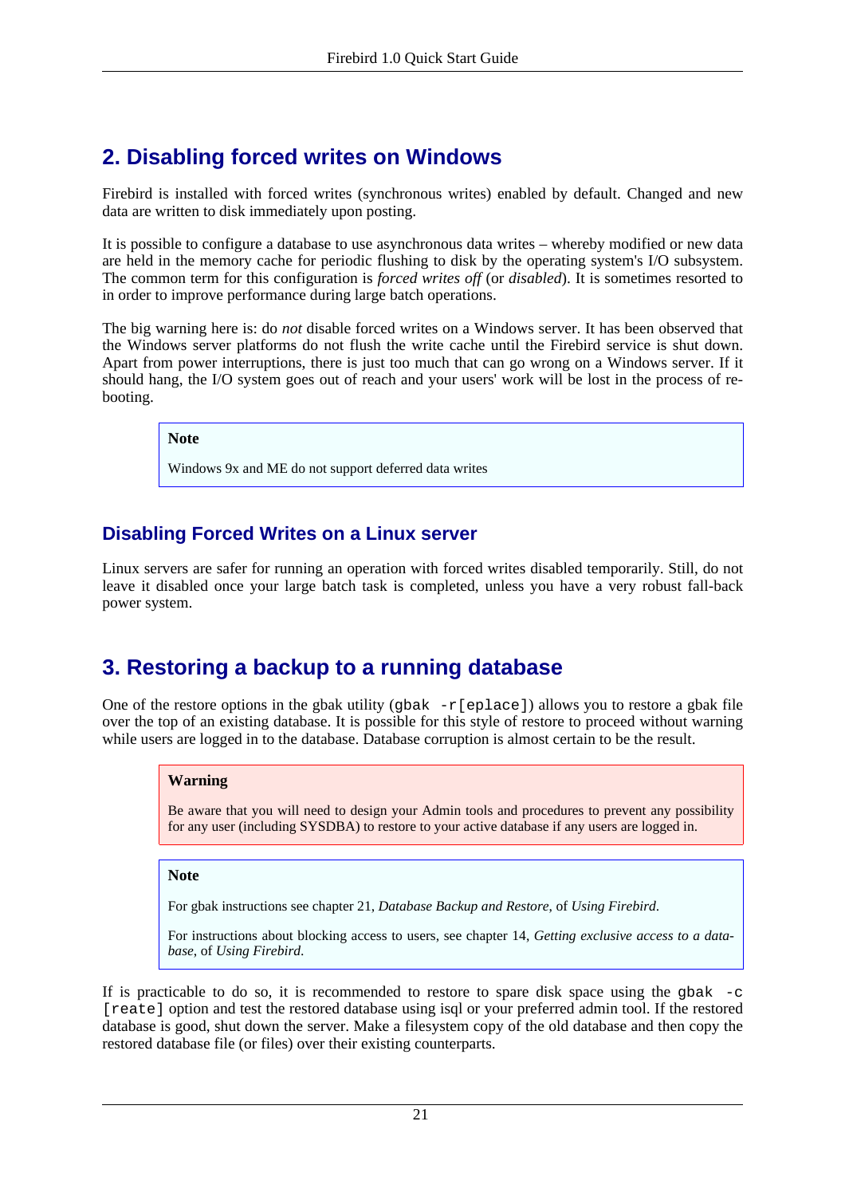## 2. Disabling forced writes on Windows

Firebird is installed with forced writes (synchronous writes) enabled by default. Changed and new data are written to disk immediately upon posting.

It is possible to configure a database to use asynchronous data writes – whereby modified or new data are held in the memory cache for periodic flushing to disk by the operating system's I/O subsystem. The common term for this configuration is *forced writes off* (or *disabled*). It is sometimes resorted to in order to improve performance during large batch operations.

The big warning here is: do *not* disable forced writes on a Windows server. It has been observed that the Windows server platforms do not flush the write cache until the Firebird service is shut down. Apart from power interruptions, there is just too much that can go wrong on a Windows server. If it should hang, the I/O system goes out of reach and your users' work will be lost in the process of rebooting.

> **Note**
>
> Windows 9x and ME do not support deferred data writes

### Disabling Forced Writes on a Linux server

Linux servers are safer for running an operation with forced writes disabled temporarily. Still, do not leave it disabled once your large batch task is completed, unless you have a very robust fall-back power system.

## 3. Restoring a backup to a running database

One of the restore options in the gbak utility (`gbak -r[eplace]`) allows you to restore a gbak file over the top of an existing database. It is possible for this style of restore to proceed without warning while users are logged in to the database. Database corruption is almost certain to be the result.

> **Warning**
>
> Be aware that you will need to design your Admin tools and procedures to prevent any possibility for any user (including SYSDBA) to restore to your active database if any users are logged in.

> **Note**
>
> For gbak instructions see chapter 21, *Database Backup and Restore*, of *Using Firebird*.
>
> For instructions about blocking access to users, see chapter 14, *Getting exclusive access to a database*, of *Using Firebird*.

If is practicable to do so, it is recommended to restore to spare disk space using the `gbak -c [reate]` option and test the restored database using isql or your preferred admin tool. If the restored database is good, shut down the server. Make a filesystem copy of the old database and then copy the restored database file (or files) over their existing counterparts.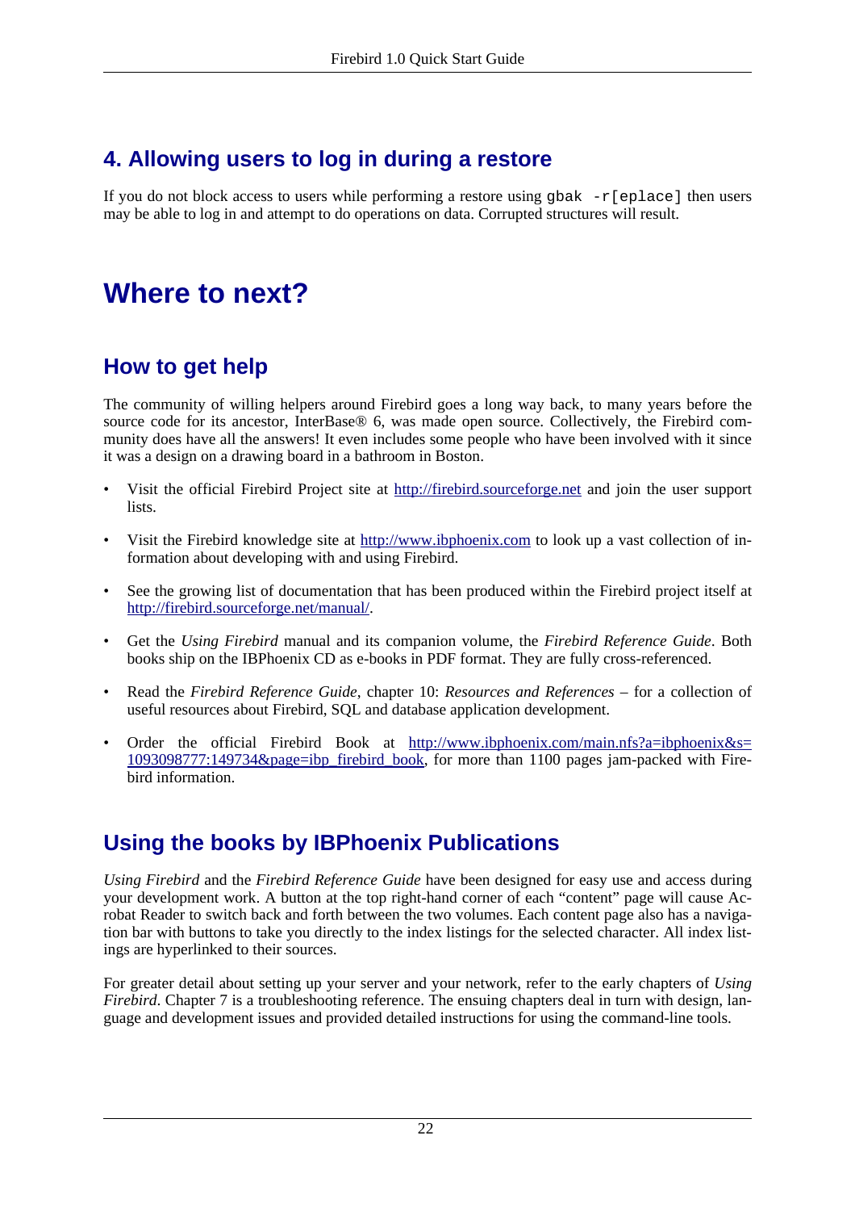## 4. Allowing users to log in during a restore

If you do not block access to users while performing a restore using `gbak -r[eplace]` then users may be able to log in and attempt to do operations on data. Corrupted structures will result.

# Where to next?

## How to get help

The community of willing helpers around Firebird goes a long way back, to many years before the source code for its ancestor, InterBase® 6, was made open source. Collectively, the Firebird community does have all the answers! It even includes some people who have been involved with it since it was a design on a drawing board in a bathroom in Boston.

- Visit the official Firebird Project site at http://firebird.sourceforge.net and join the user support lists.
- Visit the Firebird knowledge site at http://www.ibphoenix.com to look up a vast collection of information about developing with and using Firebird.
- See the growing list of documentation that has been produced within the Firebird project itself at http://firebird.sourceforge.net/manual/.
- Get the *Using Firebird* manual and its companion volume, the *Firebird Reference Guide*. Both books ship on the IBPhoenix CD as e-books in PDF format. They are fully cross-referenced.
- Read the *Firebird Reference Guide*, chapter 10: *Resources and References* – for a collection of useful resources about Firebird, SQL and database application development.
- Order the official Firebird Book at http://www.ibphoenix.com/main.nfs?a=ibphoenix&s=1093098777:149734&page=ibp_firebird_book, for more than 1100 pages jam-packed with Firebird information.

## Using the books by IBPhoenix Publications

*Using Firebird* and the *Firebird Reference Guide* have been designed for easy use and access during your development work. A button at the top right-hand corner of each "content" page will cause Acrobat Reader to switch back and forth between the two volumes. Each content page also has a navigation bar with buttons to take you directly to the index listings for the selected character. All index listings are hyperlinked to their sources.

For greater detail about setting up your server and your network, refer to the early chapters of *Using Firebird*. Chapter 7 is a troubleshooting reference. The ensuing chapters deal in turn with design, language and development issues and provided detailed instructions for using the command-line tools.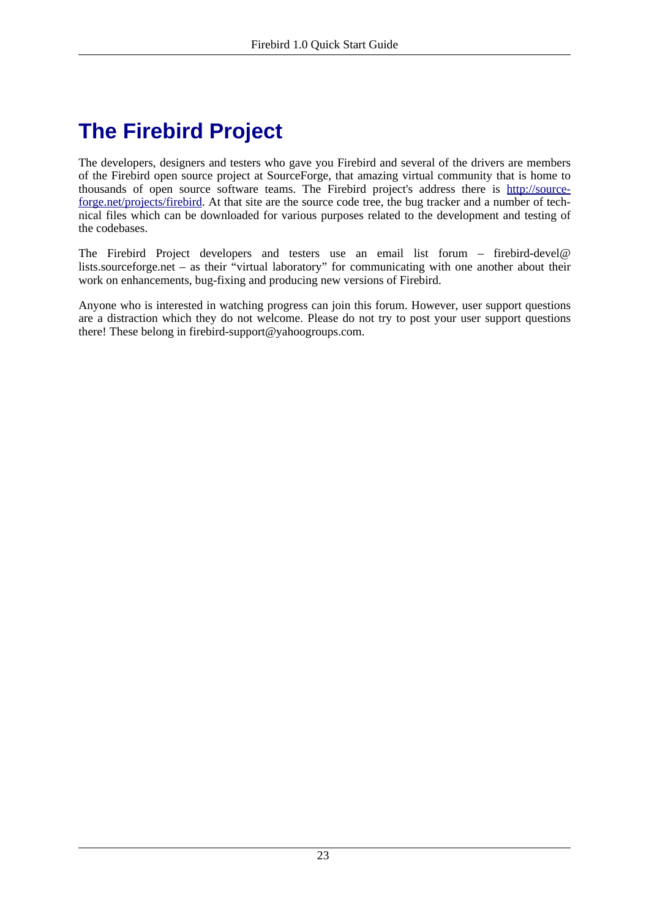# The Firebird Project

The developers, designers and testers who gave you Firebird and several of the drivers are members of the Firebird open source project at SourceForge, that amazing virtual community that is home to thousands of open source software teams. The Firebird project's address there is [http://sourceforge.net/projects/firebird](http://sourceforge.net/projects/firebird). At that site are the source code tree, the bug tracker and a number of technical files which can be downloaded for various purposes related to the development and testing of the codebases.

The Firebird Project developers and testers use an email list forum – firebird-devel@lists.sourceforge.net – as their "virtual laboratory" for communicating with one another about their work on enhancements, bug-fixing and producing new versions of Firebird.

Anyone who is interested in watching progress can join this forum. However, user support questions are a distraction which they do not welcome. Please do not try to post your user support questions there! These belong in firebird-support@yahoogroups.com.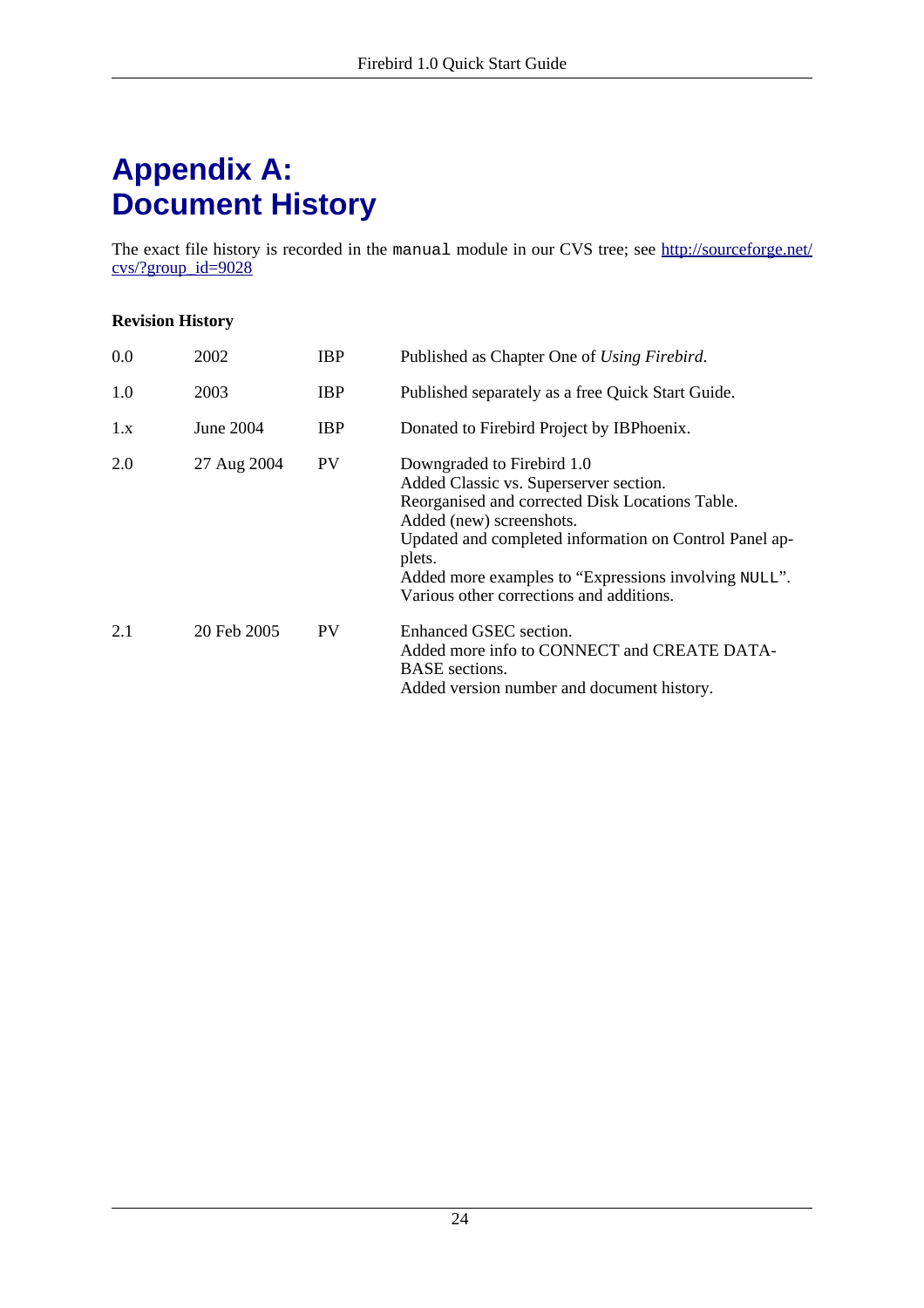# Appendix A: Document History

The exact file history is recorded in the `manual` module in our CVS tree; see [http://sourceforge.net/cvs/?group_id=9028](http://sourceforge.net/cvs/?group_id=9028)

**Revision History**

| | | | |
|---|---|---|---|
| 0.0 | 2002 | IBP | Published as Chapter One of *Using Firebird*. |
| 1.0 | 2003 | IBP | Published separately as a free Quick Start Guide. |
| 1.x | June 2004 | IBP | Donated to Firebird Project by IBPhoenix. |
| 2.0 | 27 Aug 2004 | PV | Downgraded to Firebird 1.0<br>Added Classic vs. Superserver section.<br>Reorganised and corrected Disk Locations Table.<br>Added (new) screenshots.<br>Updated and completed information on Control Panel applets.<br>Added more examples to “Expressions involving `NULL`”.<br>Various other corrections and additions. |
| 2.1 | 20 Feb 2005 | PV | Enhanced GSEC section.<br>Added more info to CONNECT and CREATE DATABASE sections.<br>Added version number and document history. |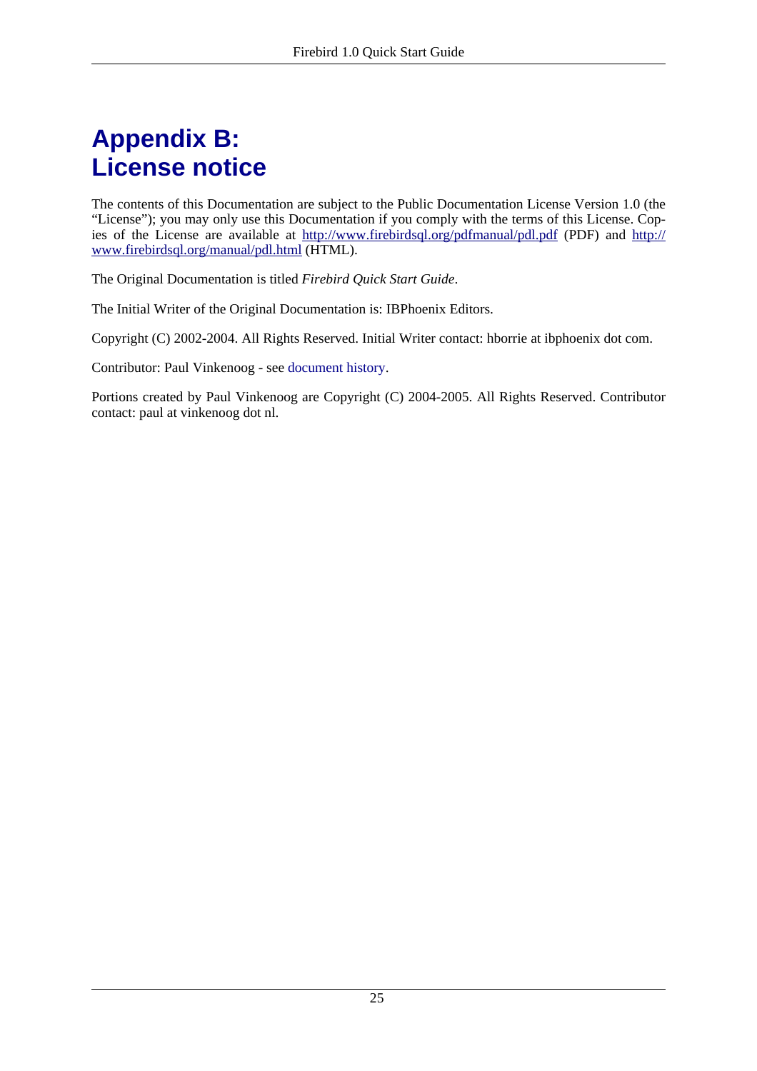# Appendix B: License notice

The contents of this Documentation are subject to the Public Documentation License Version 1.0 (the "License"); you may only use this Documentation if you comply with the terms of this License. Copies of the License are available at http://www.firebirdsql.org/pdfmanual/pdl.pdf (PDF) and http://www.firebirdsql.org/manual/pdl.html (HTML).

The Original Documentation is titled *Firebird Quick Start Guide*.

The Initial Writer of the Original Documentation is: IBPhoenix Editors.

Copyright (C) 2002-2004. All Rights Reserved. Initial Writer contact: hborrie at ibphoenix dot com.

Contributor: Paul Vinkenoog - see document history.

Portions created by Paul Vinkenoog are Copyright (C) 2004-2005. All Rights Reserved. Contributor contact: paul at vinkenoog dot nl.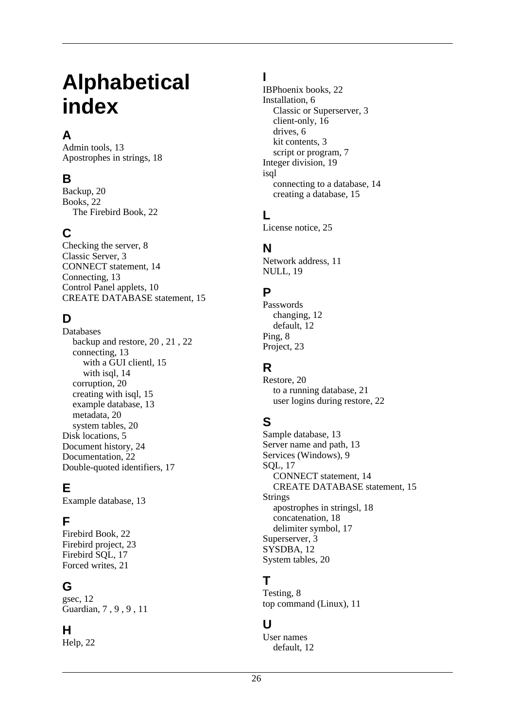# Alphabetical index

## A

Admin tools, 13
Apostrophes in strings, 18

## B

Backup, 20
Books, 22
- The Firebird Book, 22

## C

Checking the server, 8
Classic Server, 3
CONNECT statement, 14
Connecting, 13
Control Panel applets, 10
CREATE DATABASE statement, 15

## D

Databases
- backup and restore, 20 , 21 , 22
- connecting, 13
  - with a GUI clientl, 15
  - with isql, 14
- corruption, 20
- creating with isql, 15
- example database, 13
- metadata, 20
- system tables, 20

Disk locations, 5
Document history, 24
Documentation, 22
Double-quoted identifiers, 17

## E

Example database, 13

## F

Firebird Book, 22
Firebird project, 23
Firebird SQL, 17
Forced writes, 21

## G

gsec, 12
Guardian, 7 , 9 , 9 , 11

## H

Help, 22

## I

IBPhoenix books, 22
Installation, 6
- Classic or Superserver, 3
- client-only, 16
- drives, 6
- kit contents, 3
- script or program, 7

Integer division, 19
isql
- connecting to a database, 14
- creating a database, 15

## L

License notice, 25

## N

Network address, 11
NULL, 19

## P

Passwords
- changing, 12
- default, 12

Ping, 8
Project, 23

## R

Restore, 20
- to a running database, 21
- user logins during restore, 22

## S

Sample database, 13
Server name and path, 13
Services (Windows), 9
SQL, 17
- CONNECT statement, 14
- CREATE DATABASE statement, 15

Strings
- apostrophes in stringsl, 18
- concatenation, 18
- delimiter symbol, 17

Superserver, 3
SYSDBA, 12
System tables, 20

## T

Testing, 8
top command (Linux), 11

## U

User names
- default, 12